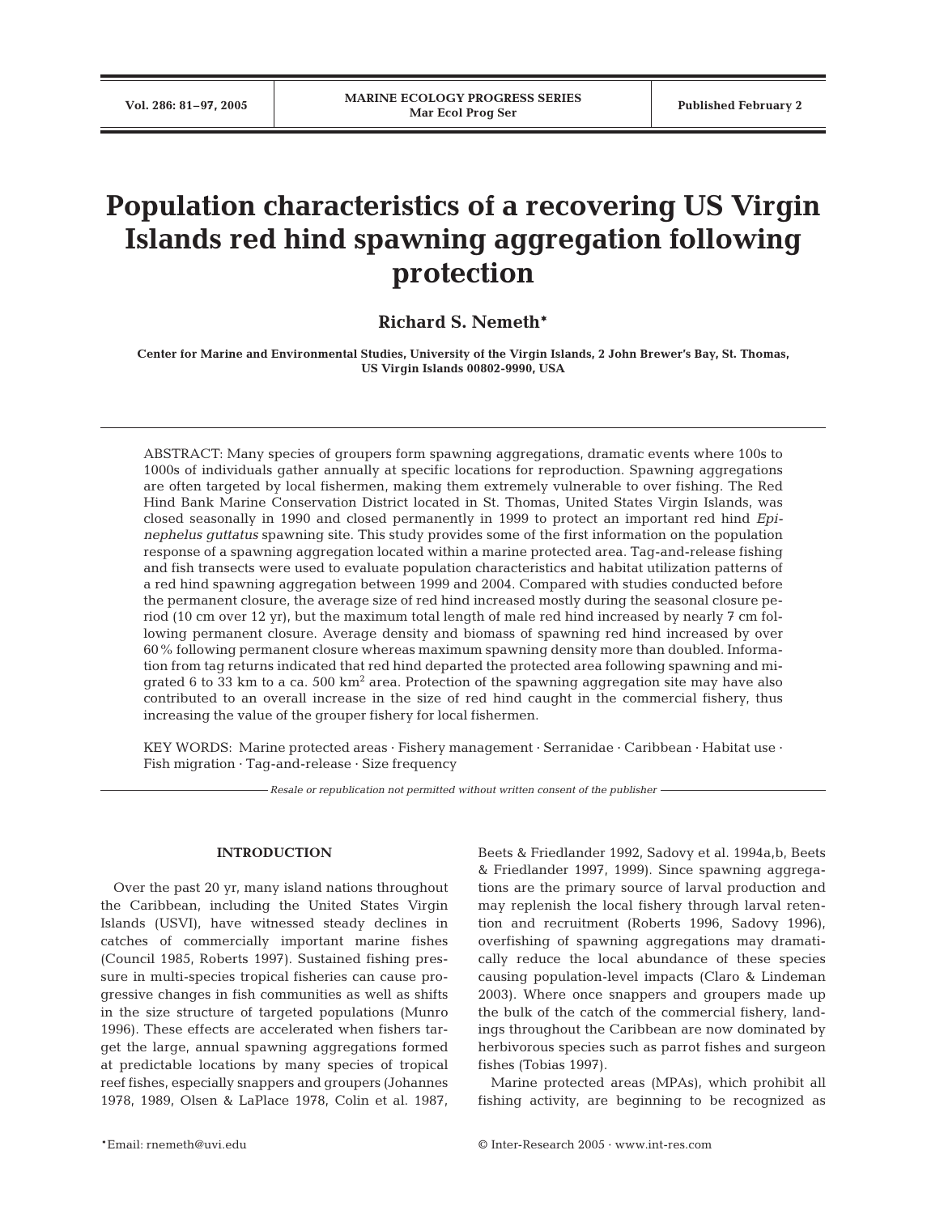# Population characteristics of a recovering US Virgin Islands red hind spawning aggregation following protection

**Richard S. Nemeth***

**Center for Marine and Environmental Studies, University of the Virgin Islands, 2 John Brewer's Bay, St. Thomas, US Virgin Islands 00802-9990, USA**

ABSTRACT: Many species of groupers form spawning aggregations, dramatic events where 100s to 1000s of individuals gather annually at specific locations for reproduction. Spawning aggregations are often targeted by local fishermen, making them extremely vulnerable to over fishing. The Red Hind Bank Marine Conservation District located in St. Thomas, United States Virgin Islands, was closed seasonally in 1990 and closed permanently in 1999 to protect an important red hind *Epinephelus guttatus* spawning site. This study provides some of the first information on the population response of a spawning aggregation located within a marine protected area. Tag-and-release fishing and fish transects were used to evaluate population characteristics and habitat utilization patterns of a red hind spawning aggregation between 1999 and 2004. Compared with studies conducted before the permanent closure, the average size of red hind increased mostly during the seasonal closure period (10 cm over 12 yr), but the maximum total length of male red hind increased by nearly 7 cm following permanent closure. Average density and biomass of spawning red hind increased by over 60% following permanent closure whereas maximum spawning density more than doubled. Information from tag returns indicated that red hind departed the protected area following spawning and migrated 6 to 33 km to a ca. 500 km$^2$ area. Protection of the spawning aggregation site may have also contributed to an overall increase in the size of red hind caught in the commercial fishery, thus increasing the value of the grouper fishery for local fishermen.

KEY WORDS: Marine protected areas · Fishery management · Serranidae · Caribbean · Habitat use · Fish migration · Tag-and-release · Size frequency

*Resale or republication not permitted without written consent of the publisher*

## INTRODUCTION

Over the past 20 yr, many island nations throughout the Caribbean, including the United States Virgin Islands (USVI), have witnessed steady declines in catches of commercially important marine fishes (Council 1985, Roberts 1997). Sustained fishing pressure in multi-species tropical fisheries can cause progressive changes in fish communities as well as shifts in the size structure of targeted populations (Munro 1996). These effects are accelerated when fishers target the large, annual spawning aggregations formed at predictable locations by many species of tropical reef fishes, especially snappers and groupers (Johannes 1978, 1989, Olsen & LaPlace 1978, Colin et al. 1987, Beets & Friedlander 1992, Sadovy et al. 1994a,b, Beets & Friedlander 1997, 1999). Since spawning aggregations are the primary source of larval production and may replenish the local fishery through larval retention and recruitment (Roberts 1996, Sadovy 1996), overfishing of spawning aggregations may dramatically reduce the local abundance of these species causing population-level impacts (Claro & Lindeman 2003). Where once snappers and groupers made up the bulk of the catch of the commercial fishery, landings throughout the Caribbean are now dominated by herbivorous species such as parrot fishes and surgeon fishes (Tobias 1997).

Marine protected areas (MPAs), which prohibit all fishing activity, are beginning to be recognized as

*Email: rnemeth@uvi.edu

© Inter-Research 2005 · www.int-res.com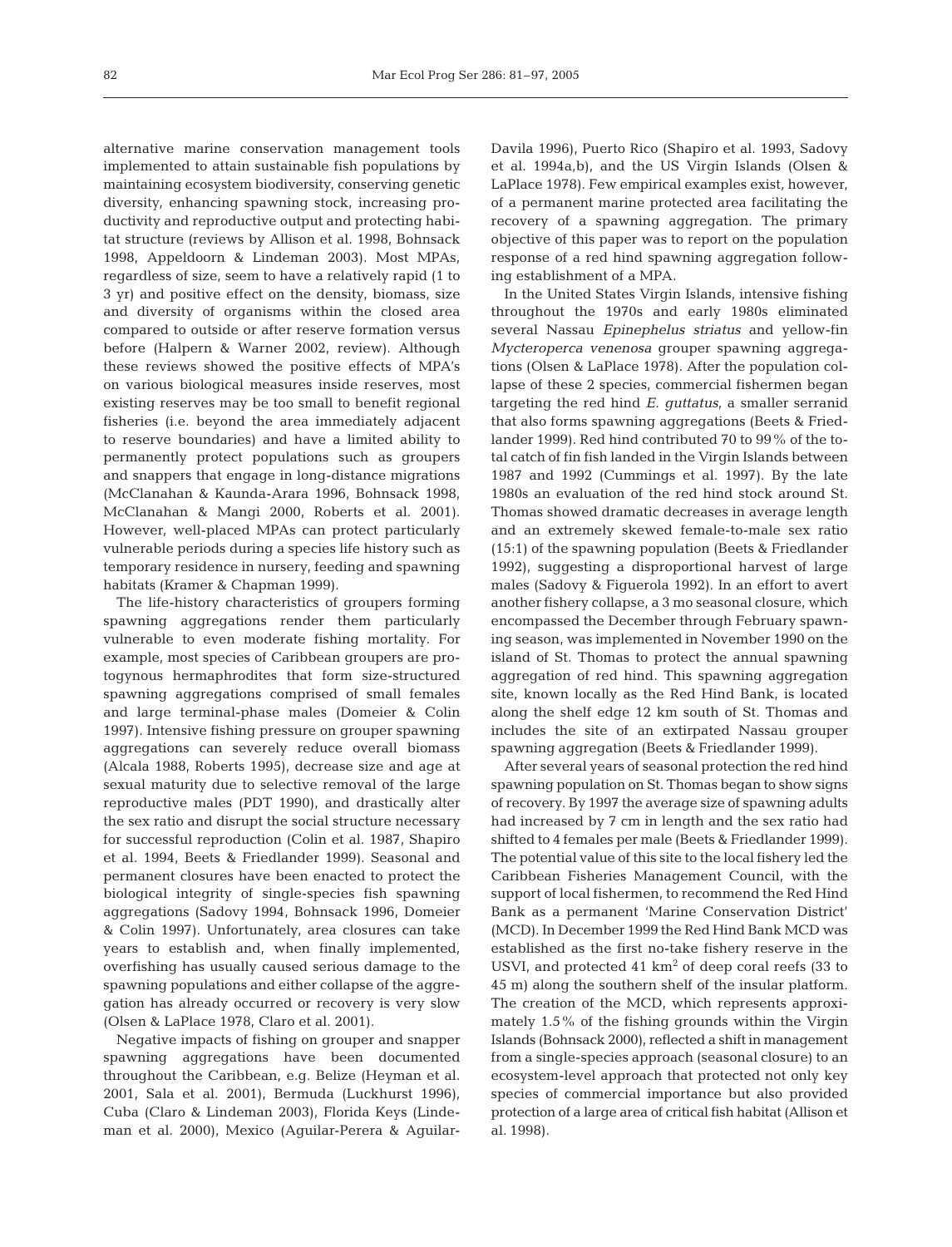alternative marine conservation management tools implemented to attain sustainable fish populations by maintaining ecosystem biodiversity, conserving genetic diversity, enhancing spawning stock, increasing productivity and reproductive output and protecting habitat structure (reviews by Allison et al. 1998, Bohnsack 1998, Appeldoorn & Lindeman 2003). Most MPAs, regardless of size, seem to have a relatively rapid (1 to 3 yr) and positive effect on the density, biomass, size and diversity of organisms within the closed area compared to outside or after reserve formation versus before (Halpern & Warner 2002, review). Although these reviews showed the positive effects of MPA's on various biological measures inside reserves, most existing reserves may be too small to benefit regional fisheries (i.e. beyond the area immediately adjacent to reserve boundaries) and have a limited ability to permanently protect populations such as groupers and snappers that engage in long-distance migrations (McClanahan & Kaunda-Arara 1996, Bohnsack 1998, McClanahan & Mangi 2000, Roberts et al. 2001). However, well-placed MPAs can protect particularly vulnerable periods during a species life history such as temporary residence in nursery, feeding and spawning habitats (Kramer & Chapman 1999).

The life-history characteristics of groupers forming spawning aggregations render them particularly vulnerable to even moderate fishing mortality. For example, most species of Caribbean groupers are protogynous hermaphrodites that form size-structured spawning aggregations comprised of small females and large terminal-phase males (Domeier & Colin 1997). Intensive fishing pressure on grouper spawning aggregations can severely reduce overall biomass (Alcala 1988, Roberts 1995), decrease size and age at sexual maturity due to selective removal of the large reproductive males (PDT 1990), and drastically alter the sex ratio and disrupt the social structure necessary for successful reproduction (Colin et al. 1987, Shapiro et al. 1994, Beets & Friedlander 1999). Seasonal and permanent closures have been enacted to protect the biological integrity of single-species fish spawning aggregations (Sadovy 1994, Bohnsack 1996, Domeier & Colin 1997). Unfortunately, area closures can take years to establish and, when finally implemented, overfishing has usually caused serious damage to the spawning populations and either collapse of the aggregation has already occurred or recovery is very slow (Olsen & LaPlace 1978, Claro et al. 2001).

Negative impacts of fishing on grouper and snapper spawning aggregations have been documented throughout the Caribbean, e.g. Belize (Heyman et al. 2001, Sala et al. 2001), Bermuda (Luckhurst 1996), Cuba (Claro & Lindeman 2003), Florida Keys (Lindeman et al. 2000), Mexico (Aguilar-Perera & Aguilar-Davila 1996), Puerto Rico (Shapiro et al. 1993, Sadovy et al. 1994a,b), and the US Virgin Islands (Olsen & LaPlace 1978). Few empirical examples exist, however, of a permanent marine protected area facilitating the recovery of a spawning aggregation. The primary objective of this paper was to report on the population response of a red hind spawning aggregation following establishment of a MPA.

In the United States Virgin Islands, intensive fishing throughout the 1970s and early 1980s eliminated several Nassau *Epinephelus striatus* and yellow-fin *Mycteroperca venenosa* grouper spawning aggregations (Olsen & LaPlace 1978). After the population collapse of these 2 species, commercial fishermen began targeting the red hind *E. guttatus*, a smaller serranid that also forms spawning aggregations (Beets & Friedlander 1999). Red hind contributed 70 to 99% of the total catch of fin fish landed in the Virgin Islands between 1987 and 1992 (Cummings et al. 1997). By the late 1980s an evaluation of the red hind stock around St. Thomas showed dramatic decreases in average length and an extremely skewed female-to-male sex ratio (15:1) of the spawning population (Beets & Friedlander 1992), suggesting a disproportional harvest of large males (Sadovy & Figuerola 1992). In an effort to avert another fishery collapse, a 3 mo seasonal closure, which encompassed the December through February spawning season, was implemented in November 1990 on the island of St. Thomas to protect the annual spawning aggregation of red hind. This spawning aggregation site, known locally as the Red Hind Bank, is located along the shelf edge 12 km south of St. Thomas and includes the site of an extirpated Nassau grouper spawning aggregation (Beets & Friedlander 1999).

After several years of seasonal protection the red hind spawning population on St. Thomas began to show signs of recovery. By 1997 the average size of spawning adults had increased by 7 cm in length and the sex ratio had shifted to 4 females per male (Beets & Friedlander 1999). The potential value of this site to the local fishery led the Caribbean Fisheries Management Council, with the support of local fishermen, to recommend the Red Hind Bank as a permanent 'Marine Conservation District' (MCD). In December 1999 the Red Hind Bank MCD was established as the first no-take fishery reserve in the USVI, and protected 41 km$^2$ of deep coral reefs (33 to 45 m) along the southern shelf of the insular platform. The creation of the MCD, which represents approximately 1.5% of the fishing grounds within the Virgin Islands (Bohnsack 2000), reflected a shift in management from a single-species approach (seasonal closure) to an ecosystem-level approach that protected not only key species of commercial importance but also provided protection of a large area of critical fish habitat (Allison et al. 1998).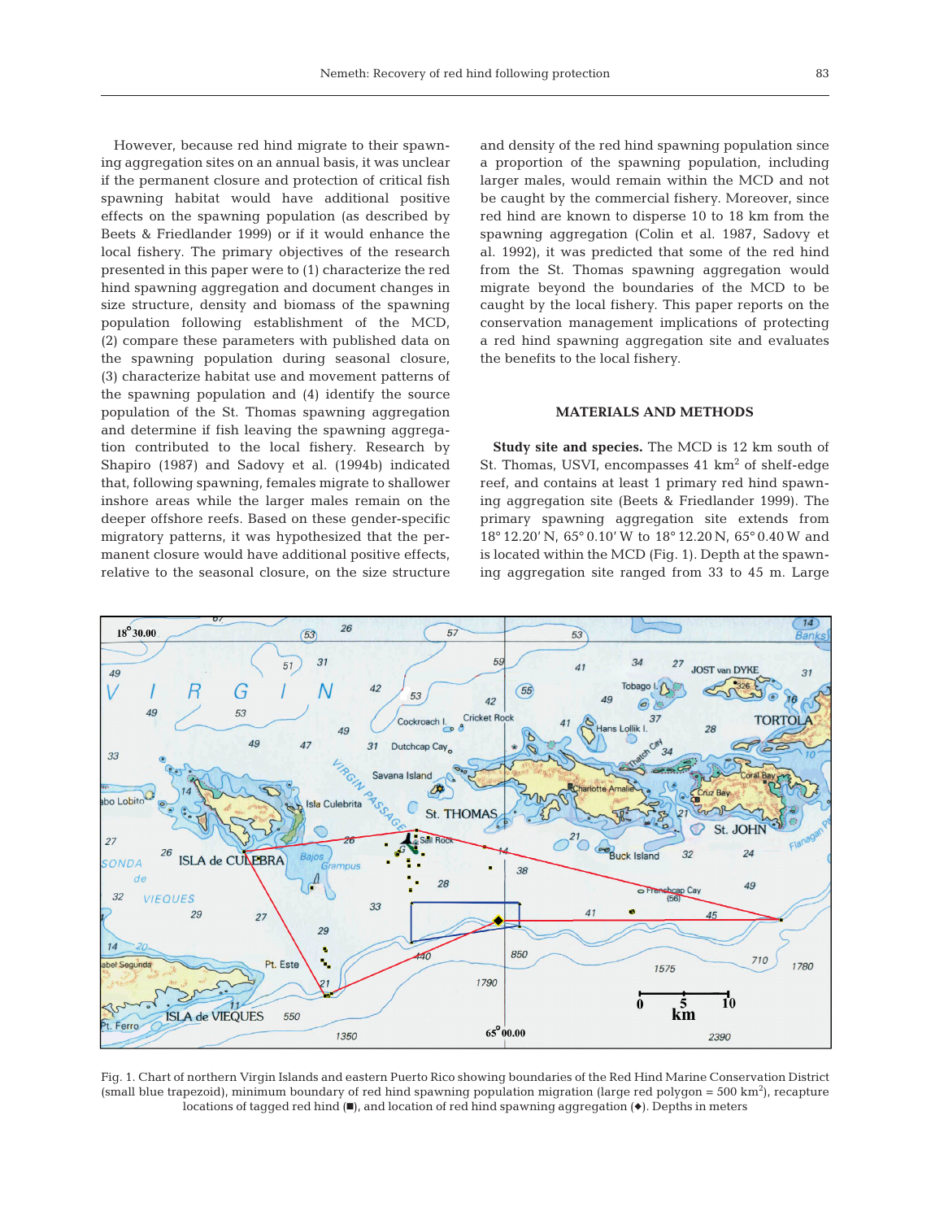However, because red hind migrate to their spawning aggregation sites on an annual basis, it was unclear if the permanent closure and protection of critical fish spawning habitat would have additional positive effects on the spawning population (as described by Beets & Friedlander 1999) or if it would enhance the local fishery. The primary objectives of the research presented in this paper were to (1) characterize the red hind spawning aggregation and document changes in size structure, density and biomass of the spawning population following establishment of the MCD, (2) compare these parameters with published data on the spawning population during seasonal closure, (3) characterize habitat use and movement patterns of the spawning population and (4) identify the source population of the St. Thomas spawning aggregation and determine if fish leaving the spawning aggregation contributed to the local fishery. Research by Shapiro (1987) and Sadovy et al. (1994b) indicated that, following spawning, females migrate to shallower inshore areas while the larger males remain on the deeper offshore reefs. Based on these gender-specific migratory patterns, it was hypothesized that the permanent closure would have additional positive effects, relative to the seasonal closure, on the size structure and density of the red hind spawning population since a proportion of the spawning population, including larger males, would remain within the MCD and not be caught by the commercial fishery. Moreover, since red hind are known to disperse 10 to 18 km from the spawning aggregation (Colin et al. 1987, Sadovy et al. 1992), it was predicted that some of the red hind from the St. Thomas spawning aggregation would migrate beyond the boundaries of the MCD to be caught by the local fishery. This paper reports on the conservation management implications of protecting a red hind spawning aggregation site and evaluates the benefits to the local fishery.

## MATERIALS AND METHODS

**Study site and species.** The MCD is 12 km south of St. Thomas, USVI, encompasses 41 km$^2$ of shelf-edge reef, and contains at least 1 primary red hind spawning aggregation site (Beets & Friedlander 1999). The primary spawning aggregation site extends from 18° 12.20' N, 65° 0.10' W to 18° 12.20 N, 65° 0.40 W and is located within the MCD (Fig. 1). Depth at the spawning aggregation site ranged from 33 to 45 m. Large

Fig. 1. Chart of northern Virgin Islands and eastern Puerto Rico showing boundaries of the Red Hind Marine Conservation District (small blue trapezoid), minimum boundary of red hind spawning population migration (large red polygon = 500 km$^2$), recapture locations of tagged red hind (■), and location of red hind spawning aggregation (◆). Depths in meters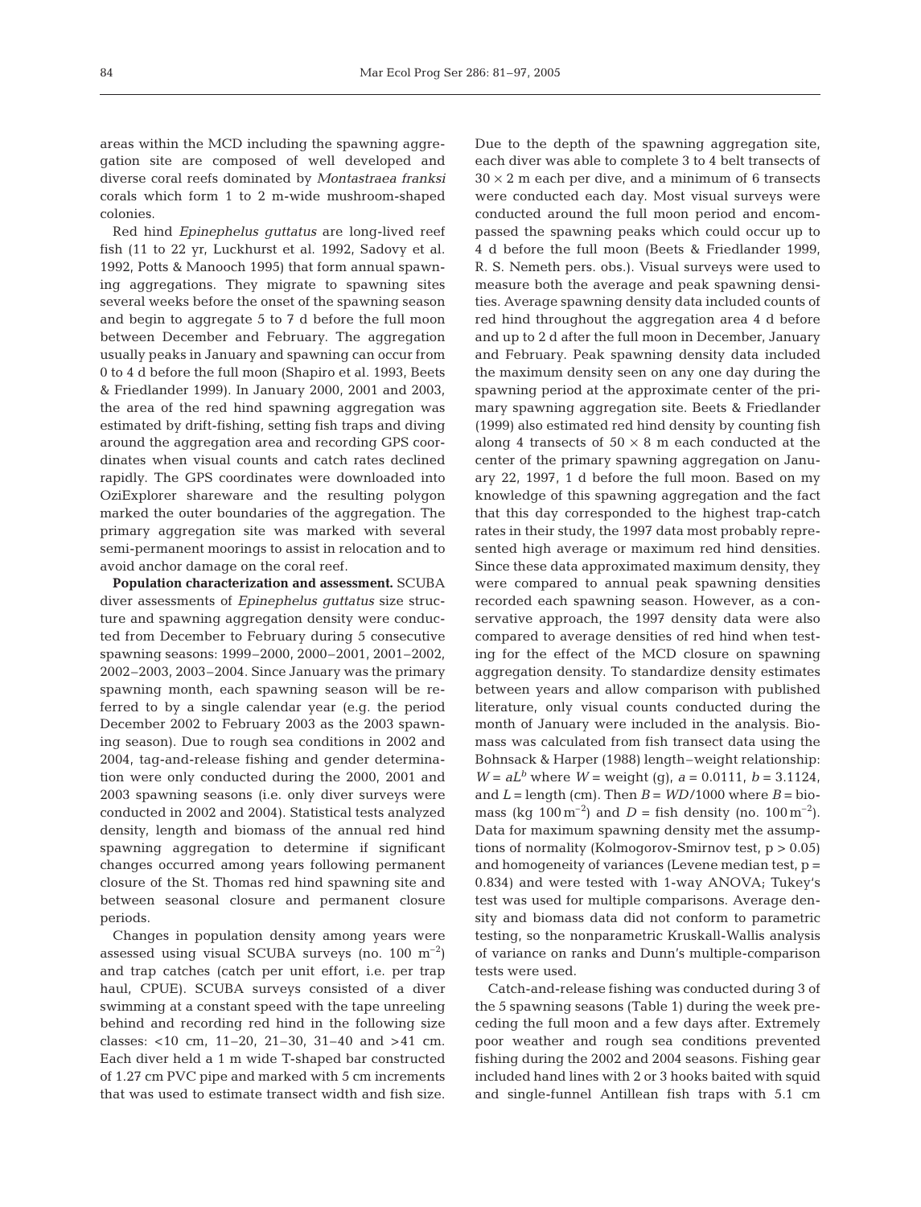areas within the MCD including the spawning aggregation site are composed of well developed and diverse coral reefs dominated by *Montastraea franksi* corals which form 1 to 2 m-wide mushroom-shaped colonies.

Red hind *Epinephelus guttatus* are long-lived reef fish (11 to 22 yr, Luckhurst et al. 1992, Sadovy et al. 1992, Potts & Manooch 1995) that form annual spawning aggregations. They migrate to spawning sites several weeks before the onset of the spawning season and begin to aggregate 5 to 7 d before the full moon between December and February. The aggregation usually peaks in January and spawning can occur from 0 to 4 d before the full moon (Shapiro et al. 1993, Beets & Friedlander 1999). In January 2000, 2001 and 2003, the area of the red hind spawning aggregation was estimated by drift-fishing, setting fish traps and diving around the aggregation area and recording GPS coordinates when visual counts and catch rates declined rapidly. The GPS coordinates were downloaded into OziExplorer shareware and the resulting polygon marked the outer boundaries of the aggregation. The primary aggregation site was marked with several semi-permanent moorings to assist in relocation and to avoid anchor damage on the coral reef.

**Population characterization and assessment.** SCUBA diver assessments of *Epinephelus guttatus* size structure and spawning aggregation density were conducted from December to February during 5 consecutive spawning seasons: 1999–2000, 2000–2001, 2001–2002, 2002–2003, 2003–2004. Since January was the primary spawning month, each spawning season will be referred to by a single calendar year (e.g. the period December 2002 to February 2003 as the 2003 spawning season). Due to rough sea conditions in 2002 and 2004, tag-and-release fishing and gender determination were only conducted during the 2000, 2001 and 2003 spawning seasons (i.e. only diver surveys were conducted in 2002 and 2004). Statistical tests analyzed density, length and biomass of the annual red hind spawning aggregation to determine if significant changes occurred among years following permanent closure of the St. Thomas red hind spawning site and between seasonal closure and permanent closure periods.

Changes in population density among years were assessed using visual SCUBA surveys (no. 100 $m^{-2}$) and trap catches (catch per unit effort, i.e. per trap haul, CPUE). SCUBA surveys consisted of a diver swimming at a constant speed with the tape unreeling behind and recording red hind in the following size classes: <10 cm, 11–20, 21–30, 31–40 and >41 cm. Each diver held a 1 m wide T-shaped bar constructed of 1.27 cm PVC pipe and marked with 5 cm increments that was used to estimate transect width and fish size. Due to the depth of the spawning aggregation site, each diver was able to complete 3 to 4 belt transects of $30 \times 2$ m each per dive, and a minimum of 6 transects were conducted each day. Most visual surveys were conducted around the full moon period and encompassed the spawning peaks which could occur up to 4 d before the full moon (Beets & Friedlander 1999, R. S. Nemeth pers. obs.). Visual surveys were used to measure both the average and peak spawning densities. Average spawning density data included counts of red hind throughout the aggregation area 4 d before and up to 2 d after the full moon in December, January and February. Peak spawning density data included the maximum density seen on any one day during the spawning period at the approximate center of the primary spawning aggregation site. Beets & Friedlander (1999) also estimated red hind density by counting fish along 4 transects of $50 \times 8$ m each conducted at the center of the primary spawning aggregation on January 22, 1997, 1 d before the full moon. Based on my knowledge of this spawning aggregation and the fact that this day corresponded to the highest trap-catch rates in their study, the 1997 data most probably represented high average or maximum red hind densities. Since these data approximated maximum density, they were compared to annual peak spawning densities recorded each spawning season. However, as a conservative approach, the 1997 density data were also compared to average densities of red hind when testing for the effect of the MCD closure on spawning aggregation density. To standardize density estimates between years and allow comparison with published literature, only visual counts conducted during the month of January were included in the analysis. Biomass was calculated from fish transect data using the Bohnsack & Harper (1988) length–weight relationship: $W = aL^b$ where $W$ = weight (g), $a$ = 0.0111, $b$ = 3.1124, and $L$ = length (cm). Then $B = WD/1000$ where $B$ = biomass (kg 100 $m^{-2}$) and $D$ = fish density (no. 100 $m^{-2}$). Data for maximum spawning density met the assumptions of normality (Kolmogorov-Smirnov test, $p > 0.05$) and homogeneity of variances (Levene median test, $p$ = 0.834) and were tested with 1-way ANOVA; Tukey's test was used for multiple comparisons. Average density and biomass data did not conform to parametric testing, so the nonparametric Kruskall-Wallis analysis of variance on ranks and Dunn's multiple-comparison tests were used.

Catch-and-release fishing was conducted during 3 of the 5 spawning seasons (Table 1) during the week preceding the full moon and a few days after. Extremely poor weather and rough sea conditions prevented fishing during the 2002 and 2004 seasons. Fishing gear included hand lines with 2 or 3 hooks baited with squid and single-funnel Antillean fish traps with 5.1 cm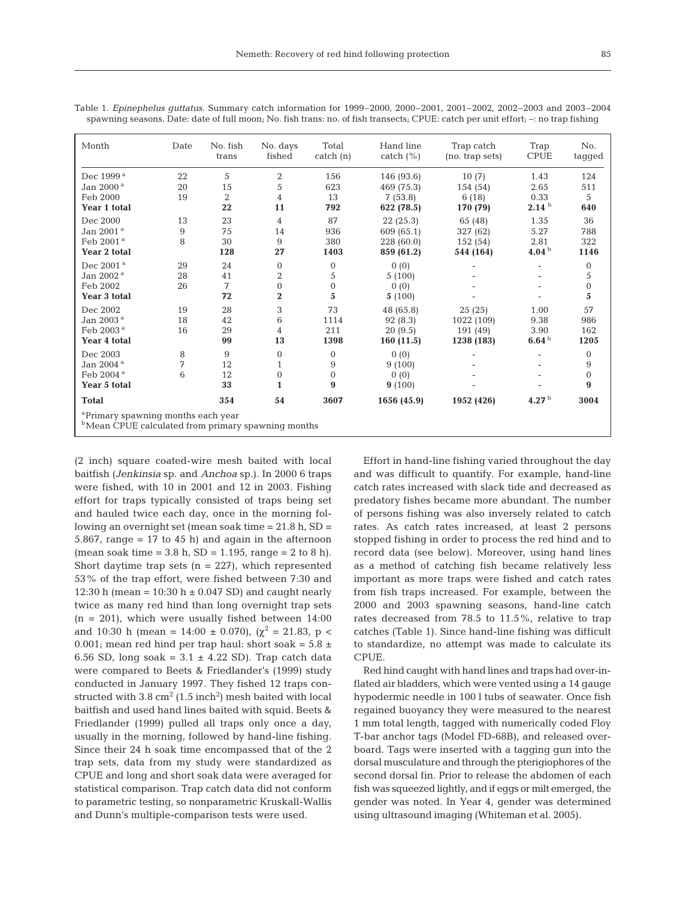Table 1. *Epinephelus guttatus.* Summary catch information for 1999–2000, 2000–2001, 2001–2002, 2002–2003 and 2003–2004 spawning seasons. Date: date of full moon; No. fish trans: no. of fish transects; CPUE: catch per unit effort; –: no trap fishing

| Month | Date | No. fish trans | No. days fished | Total catch (n) | Hand line catch (%) | Trap catch (no. trap sets) | Trap CPUE | No. tagged |
|---|---|---|---|---|---|---|---|---|
| Dec 1999 [a] | 22 | 5 | 2 | 156 | 146 (93.6) | 10 (7) | 1.43 | 124 |
| Jan 2000 [a] | 20 | 15 | 5 | 623 | 469 (75.3) | 154 (54) | 2.65 | 511 |
| Feb 2000 | 19 | 2 | 4 | 13 | 7 (53.8) | 6 (18) | 0.33 | 5 |
| **Year 1 total** | | **22** | **11** | **792** | **622 (78.5)** | **170 (79)** | **2.14** [b] | **640** |
| Dec 2000 | 13 | 23 | 4 | 87 | 22 (25.3) | 65 (48) | 1.35 | 36 |
| Jan 2001 [a] | 9 | 75 | 14 | 936 | 609 (65.1) | 327 (62) | 5.27 | 788 |
| Feb 2001 [a] | 8 | 30 | 9 | 380 | 228 (60.0) | 152 (54) | 2.81 | 322 |
| **Year 2 total** | | **128** | **27** | **1403** | **859 (61.2)** | **544 (164)** | **4.04** [b] | **1146** |
| Dec 2001 [a] | 29 | 24 | 0 | 0 | 0 (0) | - | - | 0 |
| Jan 2002 [a] | 28 | 41 | 2 | 5 | 5 (100) | - | - | 5 |
| Feb 2002 | 26 | 7 | 0 | 0 | 0 (0) | - | - | 0 |
| **Year 3 total** | | **72** | **2** | **5** | **5** (100) | - | - | **5** |
| Dec 2002 | 19 | 28 | 3 | 73 | 48 (65.8) | 25 (25) | 1.00 | 57 |
| Jan 2003 [a] | 18 | 42 | 6 | 1114 | 92 (8.3) | 1022 (109) | 9.38 | 986 |
| Feb 2003 [a] | 16 | 29 | 4 | 211 | 20 (9.5) | 191 (49) | 3.90 | 162 |
| **Year 4 total** | | **99** | **13** | **1398** | **160 (11.5)** | **1238 (183)** | **6.64** [b] | **1205** |
| Dec 2003 | 8 | 9 | 0 | 0 | 0 (0) | - | - | 0 |
| Jan 2004 [a] | 7 | 12 | 1 | 9 | 9 (100) | - | - | 9 |
| Feb 2004 [a] | 6 | 12 | 0 | 0 | 0 (0) | - | - | 0 |
| **Year 5 total** | | **33** | **1** | **9** | **9** (100) | - | - | **9** |
| **Total** | | **354** | **54** | **3607** | **1656 (45.9)** | **1952 (426)** | **4.27** [b] | **3004** |

[a]Primary spawning months each year
[b]Mean CPUE calculated from primary spawning months

(2 inch) square coated-wire mesh baited with local baitfish (*Jenkinsia* sp. and *Anchoa* sp.). In 2000 6 traps were fished, with 10 in 2001 and 12 in 2003. Fishing effort for traps typically consisted of traps being set and hauled twice each day, once in the morning following an overnight set (mean soak time = 21.8 h, SD = 5.867, range = 17 to 45 h) and again in the afternoon (mean soak time = 3.8 h, SD = 1.195, range = 2 to 8 h). Short daytime trap sets (n = 227), which represented 53% of the trap effort, were fished between 7:30 and 12:30 h (mean = 10:30 h ± 0.047 SD) and caught nearly twice as many red hind than long overnight trap sets (n = 201), which were usually fished between 14:00 and 10:30 h (mean = 14:00 ± 0.070), ($\chi^2$ = 21.83, $p <$ 0.001; mean red hind per trap haul: short soak = 5.8 ± 6.56 SD, long soak = 3.1 ± 4.22 SD). Trap catch data were compared to Beets & Friedlander's (1999) study conducted in January 1997. They fished 12 traps constructed with 3.8 $cm^2$ (1.5 $inch^2$) mesh baited with local baitfish and used hand lines baited with squid. Beets & Friedlander (1999) pulled all traps only once a day, usually in the morning, followed by hand-line fishing. Since their 24 h soak time encompassed that of the 2 trap sets, data from my study were standardized as CPUE and long and short soak data were averaged for statistical comparison. Trap catch data did not conform to parametric testing, so nonparametric Kruskall-Wallis and Dunn's multiple-comparison tests were used.

Effort in hand-line fishing varied throughout the day and was difficult to quantify. For example, hand-line catch rates increased with slack tide and decreased as predatory fishes became more abundant. The number of persons fishing was also inversely related to catch rates. As catch rates increased, at least 2 persons stopped fishing in order to process the red hind and to record data (see below). Moreover, using hand lines as a method of catching fish became relatively less important as more traps were fished and catch rates from fish traps increased. For example, between the 2000 and 2003 spawning seasons, hand-line catch rates decreased from 78.5 to 11.5%, relative to trap catches (Table 1). Since hand-line fishing was difficult to standardize, no attempt was made to calculate its CPUE.

Red hind caught with hand lines and traps had over-inflated air bladders, which were vented using a 14 gauge hypodermic needle in 100 l tubs of seawater. Once fish regained buoyancy they were measured to the nearest 1 mm total length, tagged with numerically coded Floy T-bar anchor tags (Model FD-68B), and released overboard. Tags were inserted with a tagging gun into the dorsal musculature and through the pterigiophores of the second dorsal fin. Prior to release the abdomen of each fish was squeezed lightly, and if eggs or milt emerged, the gender was noted. In Year 4, gender was determined using ultrasound imaging (Whiteman et al. 2005).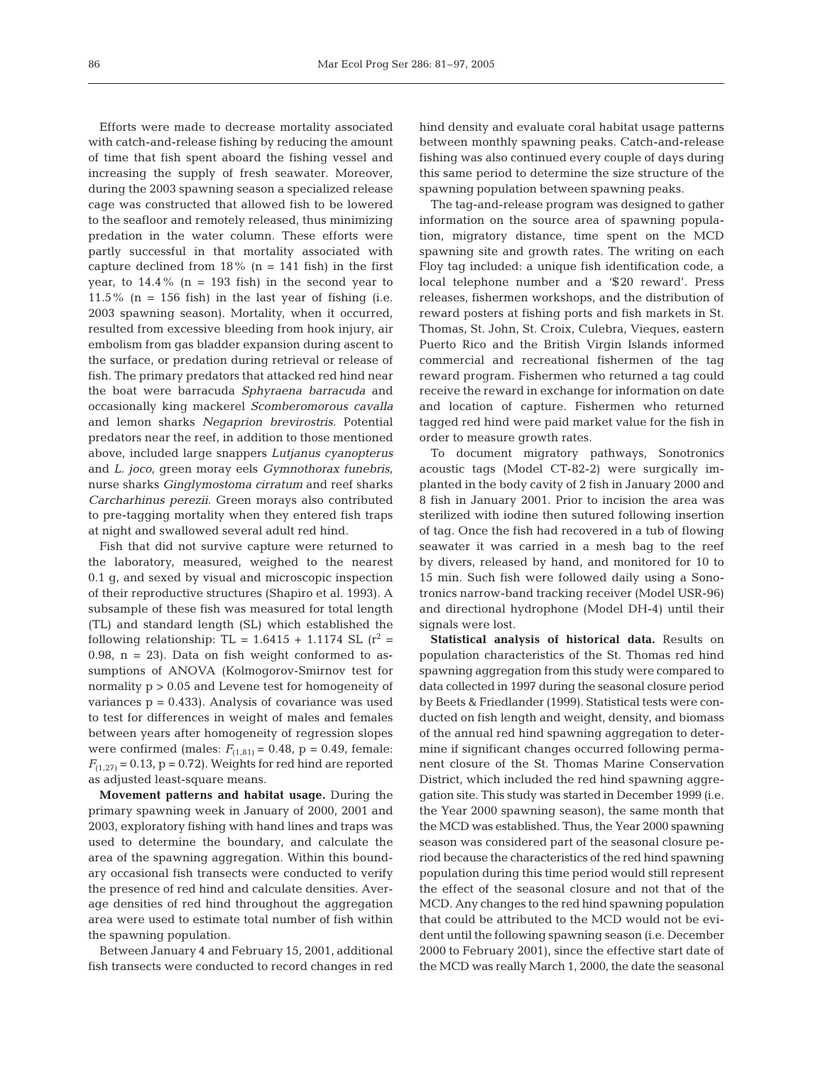Efforts were made to decrease mortality associated with catch-and-release fishing by reducing the amount of time that fish spent aboard the fishing vessel and increasing the supply of fresh seawater. Moreover, during the 2003 spawning season a specialized release cage was constructed that allowed fish to be lowered to the seafloor and remotely released, thus minimizing predation in the water column. These efforts were partly successful in that mortality associated with capture declined from 18% (n = 141 fish) in the first year, to 14.4% (n = 193 fish) in the second year to 11.5% (n = 156 fish) in the last year of fishing (i.e. 2003 spawning season). Mortality, when it occurred, resulted from excessive bleeding from hook injury, air embolism from gas bladder expansion during ascent to the surface, or predation during retrieval or release of fish. The primary predators that attacked red hind near the boat were barracuda *Sphyraena barracuda* and occasionally king mackerel *Scomberomorous cavalla* and lemon sharks *Negaprion brevirostris*. Potential predators near the reef, in addition to those mentioned above, included large snappers *Lutjanus cyanopterus* and *L. joco*, green moray eels *Gymnothorax funebris*, nurse sharks *Ginglymostoma cirratum* and reef sharks *Carcharhinus perezii*. Green morays also contributed to pre-tagging mortality when they entered fish traps at night and swallowed several adult red hind.

Fish that did not survive capture were returned to the laboratory, measured, weighed to the nearest 0.1 g, and sexed by visual and microscopic inspection of their reproductive structures (Shapiro et al. 1993). A subsample of these fish was measured for total length (TL) and standard length (SL) which established the following relationship: TL = 1.6415 + 1.1174 SL ($r^2$ = 0.98, n = 23). Data on fish weight conformed to assumptions of ANOVA (Kolmogorov-Smirnov test for normality $p > 0.05$ and Levene test for homogeneity of variances $p = 0.433$). Analysis of covariance was used to test for differences in weight of males and females between years after homogeneity of regression slopes were confirmed (males: $F_{(1,81)} = 0.48$, $p = 0.49$, female: $F_{(1,27)} = 0.13$, $p = 0.72$). Weights for red hind are reported as adjusted least-square means.

**Movement patterns and habitat usage.** During the primary spawning week in January of 2000, 2001 and 2003, exploratory fishing with hand lines and traps was used to determine the boundary, and calculate the area of the spawning aggregation. Within this boundary occasional fish transects were conducted to verify the presence of red hind and calculate densities. Average densities of red hind throughout the aggregation area were used to estimate total number of fish within the spawning population.

Between January 4 and February 15, 2001, additional fish transects were conducted to record changes in red hind density and evaluate coral habitat usage patterns between monthly spawning peaks. Catch-and-release fishing was also continued every couple of days during this same period to determine the size structure of the spawning population between spawning peaks.

The tag-and-release program was designed to gather information on the source area of spawning population, migratory distance, time spent on the MCD spawning site and growth rates. The writing on each Floy tag included: a unique fish identification code, a local telephone number and a '$20 reward'. Press releases, fishermen workshops, and the distribution of reward posters at fishing ports and fish markets in St. Thomas, St. John, St. Croix, Culebra, Vieques, eastern Puerto Rico and the British Virgin Islands informed commercial and recreational fishermen of the tag reward program. Fishermen who returned a tag could receive the reward in exchange for information on date and location of capture. Fishermen who returned tagged red hind were paid market value for the fish in order to measure growth rates.

To document migratory pathways, Sonotronics acoustic tags (Model CT-82-2) were surgically implanted in the body cavity of 2 fish in January 2000 and 8 fish in January 2001. Prior to incision the area was sterilized with iodine then sutured following insertion of tag. Once the fish had recovered in a tub of flowing seawater it was carried in a mesh bag to the reef by divers, released by hand, and monitored for 10 to 15 min. Such fish were followed daily using a Sonotronics narrow-band tracking receiver (Model USR-96) and directional hydrophone (Model DH-4) until their signals were lost.

**Statistical analysis of historical data.** Results on population characteristics of the St. Thomas red hind spawning aggregation from this study were compared to data collected in 1997 during the seasonal closure period by Beets & Friedlander (1999). Statistical tests were conducted on fish length and weight, density, and biomass of the annual red hind spawning aggregation to determine if significant changes occurred following permanent closure of the St. Thomas Marine Conservation District, which included the red hind spawning aggregation site. This study was started in December 1999 (i.e. the Year 2000 spawning season), the same month that the MCD was established. Thus, the Year 2000 spawning season was considered part of the seasonal closure period because the characteristics of the red hind spawning population during this time period would still represent the effect of the seasonal closure and not that of the MCD. Any changes to the red hind spawning population that could be attributed to the MCD would not be evident until the following spawning season (i.e. December 2000 to February 2001), since the effective start date of the MCD was really March 1, 2000, the date the seasonal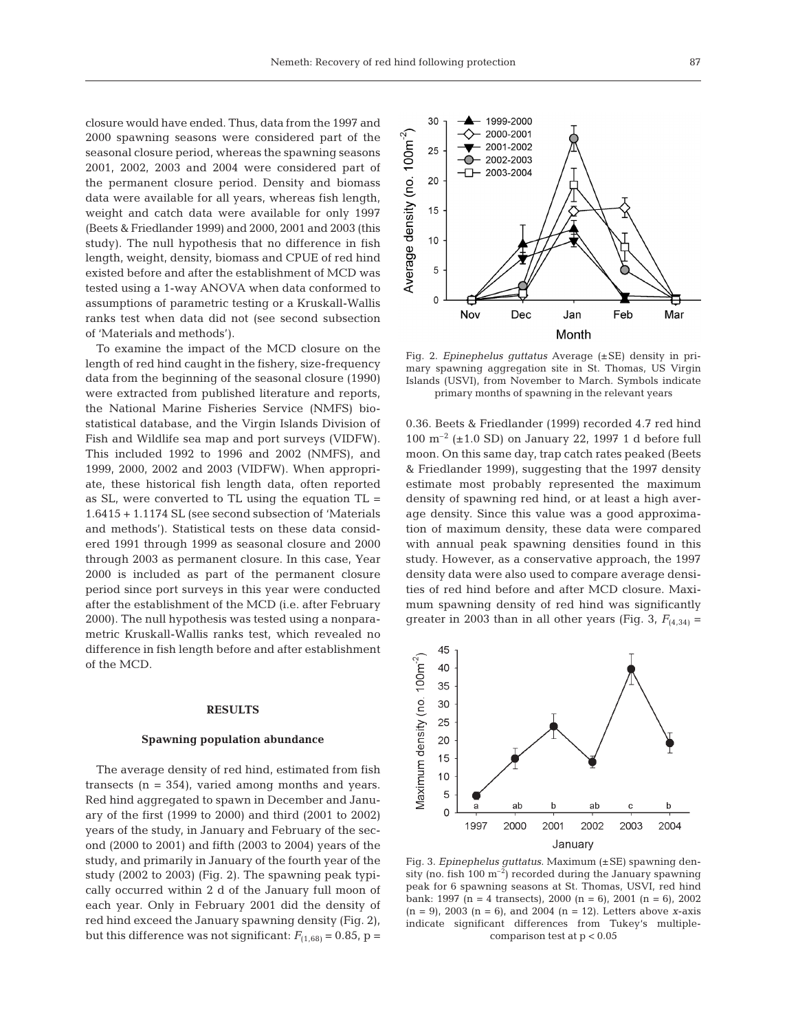closure would have ended. Thus, data from the 1997 and 2000 spawning seasons were considered part of the seasonal closure period, whereas the spawning seasons 2001, 2002, 2003 and 2004 were considered part of the permanent closure period. Density and biomass data were available for all years, whereas fish length, weight and catch data were available for only 1997 (Beets & Friedlander 1999) and 2000, 2001 and 2003 (this study). The null hypothesis that no difference in fish length, weight, density, biomass and CPUE of red hind existed before and after the establishment of MCD was tested using a 1-way ANOVA when data conformed to assumptions of parametric testing or a Kruskall-Wallis ranks test when data did not (see second subsection of 'Materials and methods').

To examine the impact of the MCD closure on the length of red hind caught in the fishery, size-frequency data from the beginning of the seasonal closure (1990) were extracted from published literature and reports, the National Marine Fisheries Service (NMFS) biostatistical database, and the Virgin Islands Division of Fish and Wildlife sea map and port surveys (VIDFW). This included 1992 to 1996 and 2002 (NMFS), and 1999, 2000, 2002 and 2003 (VIDFW). When appropriate, these historical fish length data, often reported as SL, were converted to TL using the equation TL = 1.6415 + 1.1174 SL (see second subsection of 'Materials and methods'). Statistical tests on these data considered 1991 through 1999 as seasonal closure and 2000 through 2003 as permanent closure. In this case, Year 2000 is included as part of the permanent closure period since port surveys in this year were conducted after the establishment of the MCD (i.e. after February 2000). The null hypothesis was tested using a nonparametric Kruskall-Wallis ranks test, which revealed no difference in fish length before and after establishment of the MCD.

## RESULTS

### Spawning population abundance

The average density of red hind, estimated from fish transects (n = 354), varied among months and years. Red hind aggregated to spawn in December and January of the first (1999 to 2000) and third (2001 to 2002) years of the study, in January and February of the second (2000 to 2001) and fifth (2003 to 2004) years of the study, and primarily in January of the fourth year of the study (2002 to 2003) (Fig. 2). The spawning peak typically occurred within 2 d of the January full moon of each year. Only in February 2001 did the density of red hind exceed the January spawning density (Fig. 2), but this difference was not significant: $F_{(1,68)} = 0.85$, p = 0.36. Beets & Friedlander (1999) recorded 4.7 red hind 100 $m^{-2}$ (±1.0 SD) on January 22, 1997 1 d before full moon. On this same day, trap catch rates peaked (Beets & Friedlander 1999), suggesting that the 1997 density estimate most probably represented the maximum density of spawning red hind, or at least a high average density. Since this value was a good approximation of maximum density, these data were compared with annual peak spawning densities found in this study. However, as a conservative approach, the 1997 density data were also used to compare average densities of red hind before and after MCD closure. Maximum spawning density of red hind was significantly greater in 2003 than in all other years (Fig. 3, $F_{(4,34)}$ =

Fig. 2. *Epinephelus guttatus* Average (±SE) density in primary spawning aggregation site in St. Thomas, US Virgin Islands (USVI), from November to March. Symbols indicate primary months of spawning in the relevant years

Fig. 3. *Epinephelus guttatus*. Maximum (±SE) spawning density (no. fish 100 $m^{-2}$) recorded during the January spawning peak for 6 spawning seasons at St. Thomas, USVI, red hind bank: 1997 (n = 4 transects), 2000 (n = 6), 2001 (n = 6), 2002 (n = 9), 2003 (n = 6), and 2004 (n = 12). Letters above *x*-axis indicate significant differences from Tukey's multiple-comparison test at p < 0.05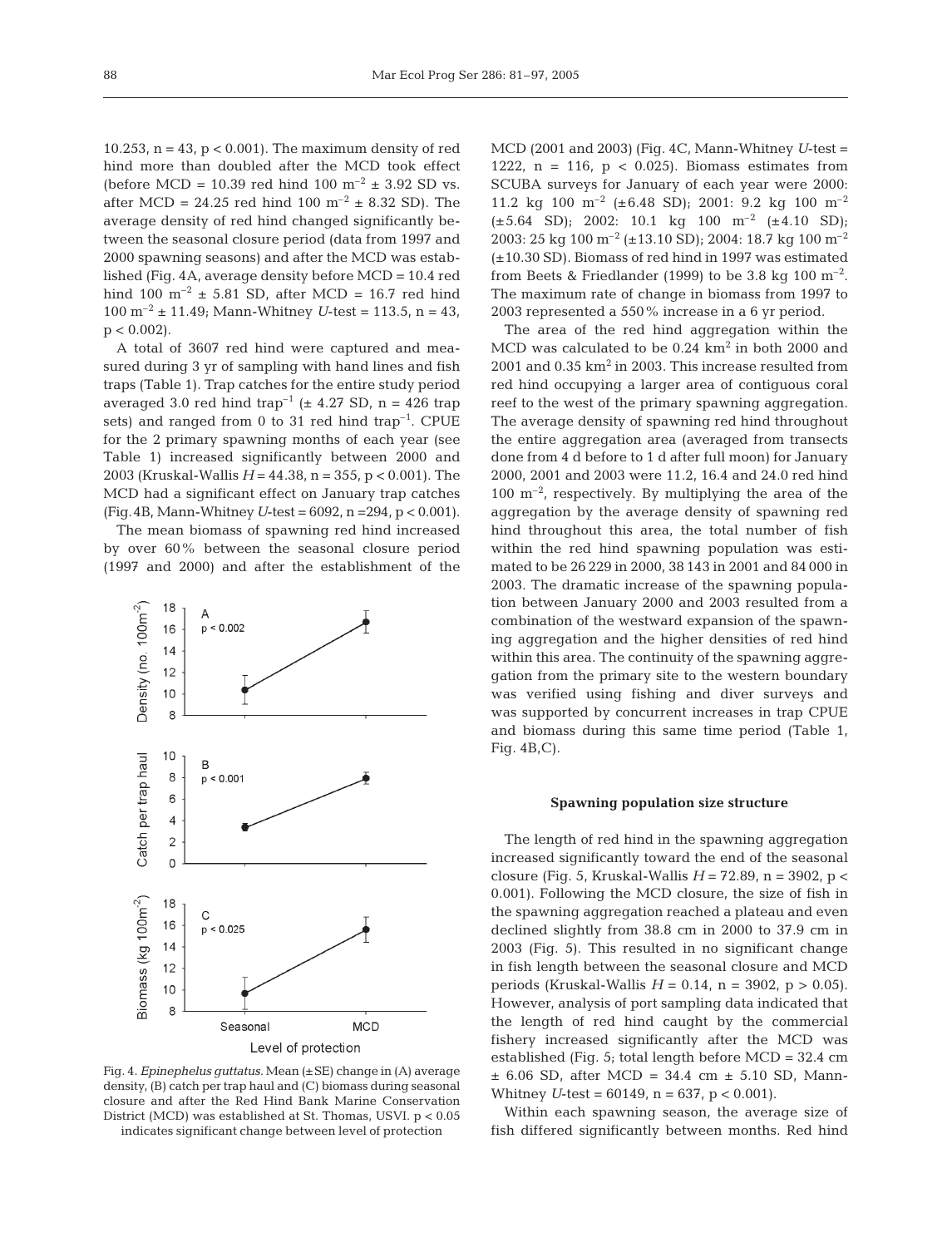10.253, n = 43, p < 0.001). The maximum density of red hind more than doubled after the MCD took effect (before MCD = 10.39 red hind 100 $m^{-2}$ ± 3.92 SD vs. after MCD = 24.25 red hind 100 $m^{-2}$ ± 8.32 SD). The average density of red hind changed significantly between the seasonal closure period (data from 1997 and 2000 spawning seasons) and after the MCD was established (Fig. 4A, average density before MCD = 10.4 red hind 100 $m^{-2}$ ± 5.81 SD, after MCD = 16.7 red hind 100 $m^{-2}$ ± 11.49; Mann-Whitney *U*-test = 113.5, n = 43, p < 0.002).

A total of 3607 red hind were captured and measured during 3 yr of sampling with hand lines and fish traps (Table 1). Trap catches for the entire study period averaged 3.0 red hind $trap^{-1}$ (± 4.27 SD, n = 426 trap sets) and ranged from 0 to 31 red hind $trap^{-1}$. CPUE for the 2 primary spawning months of each year (see Table 1) increased significantly between 2000 and 2003 (Kruskal-Wallis *H* = 44.38, n = 355, p < 0.001). The MCD had a significant effect on January trap catches (Fig. 4B, Mann-Whitney *U*-test = 6092, n = 294, p < 0.001).

The mean biomass of spawning red hind increased by over 60% between the seasonal closure period (1997 and 2000) and after the establishment of the MCD (2001 and 2003) (Fig. 4C, Mann-Whitney *U*-test = 1222, n = 116, p < 0.025). Biomass estimates from SCUBA surveys for January of each year were 2000: 11.2 kg 100 $m^{-2}$ (±6.48 SD); 2001: 9.2 kg 100 $m^{-2}$ (±5.64 SD); 2002: 10.1 kg 100 $m^{-2}$ (±4.10 SD); 2003: 25 kg 100 $m^{-2}$ (±13.10 SD); 2004: 18.7 kg 100 $m^{-2}$ (±10.30 SD). Biomass of red hind in 1997 was estimated from Beets & Friedlander (1999) to be 3.8 kg 100 $m^{-2}$. The maximum rate of change in biomass from 1997 to 2003 represented a 550% increase in a 6 yr period.

The area of the red hind aggregation within the MCD was calculated to be 0.24 $km^2$ in both 2000 and 2001 and 0.35 $km^2$ in 2003. This increase resulted from red hind occupying a larger area of contiguous coral reef to the west of the primary spawning aggregation. The average density of spawning red hind throughout the entire aggregation area (averaged from transects done from 4 d before to 1 d after full moon) for January 2000, 2001 and 2003 were 11.2, 16.4 and 24.0 red hind 100 $m^{-2}$, respectively. By multiplying the area of the aggregation by the average density of spawning red hind throughout this area, the total number of fish within the red hind spawning population was estimated to be 26 229 in 2000, 38 143 in 2001 and 84 000 in 2003. The dramatic increase of the spawning population between January 2000 and 2003 resulted from a combination of the westward expansion of the spawning aggregation and the higher densities of red hind within this area. The continuity of the spawning aggregation from the primary site to the western boundary was verified using fishing and diver surveys and was supported by concurrent increases in trap CPUE and biomass during this same time period (Table 1, Fig. 4B,C).

Fig. 4. *Epinephelus guttatus*. Mean (±SE) change in (A) average density, (B) catch per trap haul and (C) biomass during seasonal closure and after the Red Hind Bank Marine Conservation District (MCD) was established at St. Thomas, USVI. p < 0.05 indicates significant change between level of protection

### Spawning population size structure

The length of red hind in the spawning aggregation increased significantly toward the end of the seasonal closure (Fig. 5, Kruskal-Wallis *H* = 72.89, n = 3902, p < 0.001). Following the MCD closure, the size of fish in the spawning aggregation reached a plateau and even declined slightly from 38.8 cm in 2000 to 37.9 cm in 2003 (Fig. 5). This resulted in no significant change in fish length between the seasonal closure and MCD periods (Kruskal-Wallis *H* = 0.14, n = 3902, p > 0.05). However, analysis of port sampling data indicated that the length of red hind caught by the commercial fishery increased significantly after the MCD was established (Fig. 5; total length before MCD = 32.4 cm ± 6.06 SD, after MCD = 34.4 cm ± 5.10 SD, Mann-Whitney *U*-test = 60149, n = 637, p < 0.001).

Within each spawning season, the average size of fish differed significantly between months. Red hind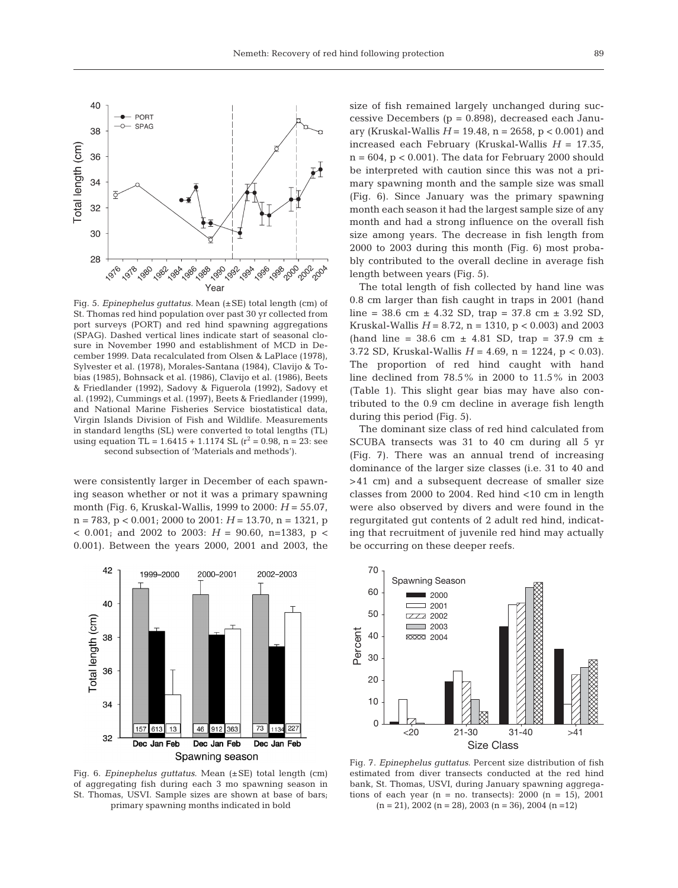Fig. 5. *Epinephelus guttatus*. Mean (±SE) total length (cm) of St. Thomas red hind population over past 30 yr collected from port surveys (PORT) and red hind spawning aggregations (SPAG). Dashed vertical lines indicate start of seasonal closure in November 1990 and establishment of MCD in December 1999. Data recalculated from Olsen & LaPlace (1978), Sylvester et al. (1978), Morales-Santana (1984), Clavijo & Tobias (1985), Bohnsack et al. (1986), Clavijo et al. (1986), Beets & Friedlander (1992), Sadovy & Figuerola (1992), Sadovy et al. (1992), Cummings et al. (1997), Beets & Friedlander (1999), and National Marine Fisheries Service biostatistical data, Virgin Islands Division of Fish and Wildlife. Measurements in standard lengths (SL) were converted to total lengths (TL) using equation TL = 1.6415 + 1.1174 SL ($r^2$ = 0.98, n = 23: see second subsection of 'Materials and methods').

were consistently larger in December of each spawning season whether or not it was a primary spawning month (Fig. 6, Kruskal-Wallis, 1999 to 2000: $H$ = 55.07, n = 783, $p < 0.001$; 2000 to 2001: $H$ = 13.70, n = 1321, $p < 0.001$; and 2002 to 2003: $H$ = 90.60, n=1383, $p < 0.001$). Between the years 2000, 2001 and 2003, the size of fish remained largely unchanged during successive Decembers (p = 0.898), decreased each January (Kruskal-Wallis $H$ = 19.48, n = 2658, $p < 0.001$) and increased each February (Kruskal-Wallis $H$ = 17.35, n = 604, $p < 0.001$). The data for February 2000 should be interpreted with caution since this was not a primary spawning month and the sample size was small (Fig. 6). Since January was the primary spawning month each season it had the largest sample size of any month and had a strong influence on the overall fish size among years. The decrease in fish length from 2000 to 2003 during this month (Fig. 6) most probably contributed to the overall decline in average fish length between years (Fig. 5).

The total length of fish collected by hand line was 0.8 cm larger than fish caught in traps in 2001 (hand line = 38.6 cm ± 4.32 SD, trap = 37.8 cm ± 3.92 SD, Kruskal-Wallis $H$ = 8.72, n = 1310, $p < 0.003$) and 2003 (hand line = 38.6 cm ± 4.81 SD, trap = 37.9 cm ± 3.72 SD, Kruskal-Wallis $H$ = 4.69, n = 1224, $p < 0.03$). The proportion of red hind caught with hand line declined from 78.5% in 2000 to 11.5% in 2003 (Table 1). This slight gear bias may have also contributed to the 0.9 cm decline in average fish length during this period (Fig. 5).

The dominant size class of red hind calculated from SCUBA transects was 31 to 40 cm during all 5 yr (Fig. 7). There was an annual trend of increasing dominance of the larger size classes (i.e. 31 to 40 and >41 cm) and a subsequent decrease of smaller size classes from 2000 to 2004. Red hind <10 cm in length were also observed by divers and were found in the regurgitated gut contents of 2 adult red hind, indicating that recruitment of juvenile red hind may actually be occurring on these deeper reefs.

Fig. 6. *Epinephelus guttatus*. Mean (±SE) total length (cm) of aggregating fish during each 3 mo spawning season in St. Thomas, USVI. Sample sizes are shown at base of bars; primary spawning months indicated in bold

Fig. 7. *Epinephelus guttatus*. Percent size distribution of fish estimated from diver transects conducted at the red hind bank, St. Thomas, USVI, during January spawning aggregations of each year (n = no. transects): 2000 (n = 15), 2001 (n = 21), 2002 (n = 28), 2003 (n = 36), 2004 (n =12)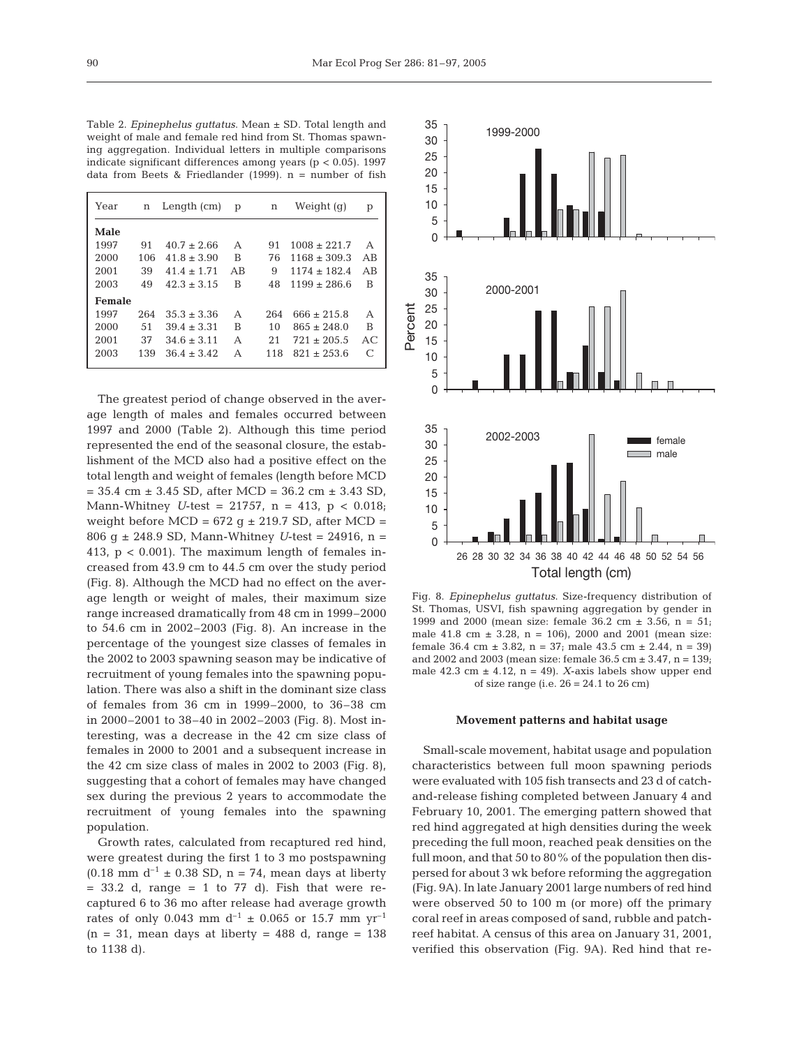Table 2. *Epinephelus guttatus*. Mean ± SD. Total length and weight of male and female red hind from St. Thomas spawning aggregation. Individual letters in multiple comparisons indicate significant differences among years ($p < 0.05$). 1997 data from Beets & Friedlander (1999). n = number of fish

| Year | n | Length (cm) | p | n | Weight (g) | p |
|---|---|---|---|---|---|---|
| **Male** | | | | | | |
| 1997 | 91 | 40.7 ± 2.66 | A | 91 | 1008 ± 221.7 | A |
| 2000 | 106 | 41.8 ± 3.90 | B | 76 | 1168 ± 309.3 | AB |
| 2001 | 39 | 41.4 ± 1.71 | AB | 9 | 1174 ± 182.4 | AB |
| 2003 | 49 | 42.3 ± 3.15 | B | 48 | 1199 ± 286.6 | B |
| **Female** | | | | | | |
| 1997 | 264 | 35.3 ± 3.36 | A | 264 | 666 ± 215.8 | A |
| 2000 | 51 | 39.4 ± 3.31 | B | 10 | 865 ± 248.0 | B |
| 2001 | 37 | 34.6 ± 3.11 | A | 21 | 721 ± 205.5 | AC |
| 2003 | 139 | 36.4 ± 3.42 | A | 118 | 821 ± 253.6 | C |

The greatest period of change observed in the average length of males and females occurred between 1997 and 2000 (Table 2). Although this time period represented the end of the seasonal closure, the establishment of the MCD also had a positive effect on the total length and weight of females (length before MCD = 35.4 cm ± 3.45 SD, after MCD = 36.2 cm ± 3.43 SD, Mann-Whitney *U*-test = 21757, n = 413, $p < 0.018$; weight before MCD = 672 g ± 219.7 SD, after MCD = 806 g ± 248.9 SD, Mann-Whitney *U*-test = 24916, n = 413, $p < 0.001$). The maximum length of females increased from 43.9 cm to 44.5 cm over the study period (Fig. 8). Although the MCD had no effect on the average length or weight of males, their maximum size range increased dramatically from 48 cm in 1999–2000 to 54.6 cm in 2002–2003 (Fig. 8). An increase in the percentage of the youngest size classes of females in the 2002 to 2003 spawning season may be indicative of recruitment of young females into the spawning population. There was also a shift in the dominant size class of females from 36 cm in 1999–2000, to 36–38 cm in 2000–2001 to 38–40 in 2002–2003 (Fig. 8). Most interesting, was a decrease in the 42 cm size class of females in 2000 to 2001 and a subsequent increase in the 42 cm size class of males in 2002 to 2003 (Fig. 8), suggesting that a cohort of females may have changed sex during the previous 2 years to accommodate the recruitment of young females into the spawning population.

Growth rates, calculated from recaptured red hind, were greatest during the first 1 to 3 mo postspawning (0.18 mm $d^{-1}$ ± 0.38 SD, n = 74, mean days at liberty = 33.2 d, range = 1 to 77 d). Fish that were recaptured 6 to 36 mo after release had average growth rates of only 0.043 mm $d^{-1}$ ± 0.065 or 15.7 mm $yr^{-1}$ (n = 31, mean days at liberty = 488 d, range = 138 to 1138 d).

Fig. 8. *Epinephelus guttatus*. Size-frequency distribution of St. Thomas, USVI, fish spawning aggregation by gender in 1999 and 2000 (mean size: female 36.2 cm ± 3.56, n = 51; male 41.8 cm ± 3.28, n = 106), 2000 and 2001 (mean size: female 36.4 cm ± 3.82, n = 37; male 43.5 cm ± 2.44, n = 39) and 2002 and 2003 (mean size: female 36.5 cm ± 3.47, n = 139; male 42.3 cm ± 4.12, n = 49). *X*-axis labels show upper end of size range (i.e. 26 = 24.1 to 26 cm)

### Movement patterns and habitat usage

Small-scale movement, habitat usage and population characteristics between full moon spawning periods were evaluated with 105 fish transects and 23 d of catch-and-release fishing completed between January 4 and February 10, 2001. The emerging pattern showed that red hind aggregated at high densities during the week preceding the full moon, reached peak densities on the full moon, and that 50 to 80% of the population then dispersed for about 3 wk before reforming the aggregation (Fig. 9A). In late January 2001 large numbers of red hind were observed 50 to 100 m (or more) off the primary coral reef in areas composed of sand, rubble and patch-reef habitat. A census of this area on January 31, 2001, verified this observation (Fig. 9A). Red hind that re-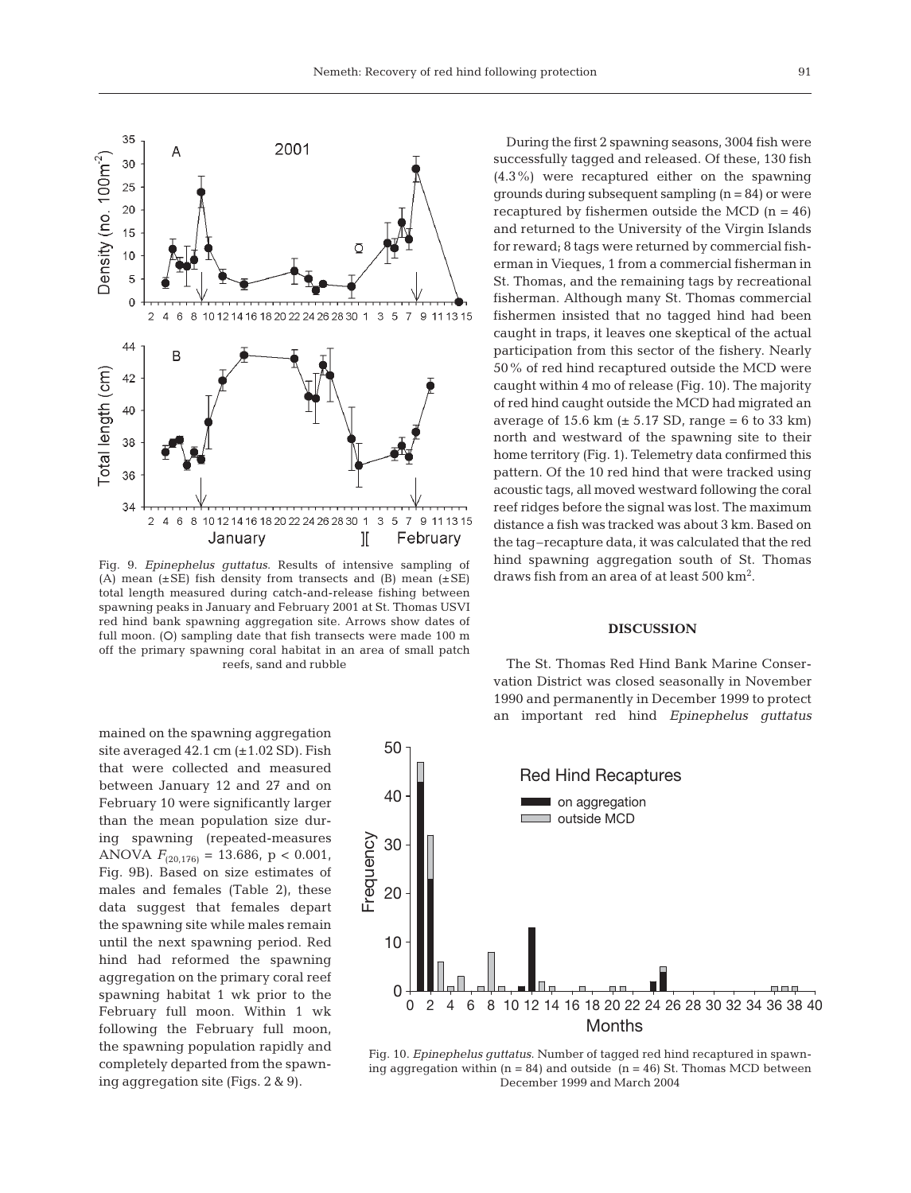Fig. 9. *Epinephelus guttatus*. Results of intensive sampling of (A) mean (±SE) fish density from transects and (B) mean (±SE) total length measured during catch-and-release fishing between spawning peaks in January and February 2001 at St. Thomas USVI red hind bank spawning aggregation site. Arrows show dates of full moon. (O) sampling date that fish transects were made 100 m off the primary spawning coral habitat in an area of small patch reefs, sand and rubble

mained on the spawning aggregation site averaged 42.1 cm (±1.02 SD). Fish that were collected and measured between January 12 and 27 and on February 10 were significantly larger than the mean population size during spawning (repeated-measures ANOVA $F_{(20,176)} = 13.686$, $p < 0.001$, Fig. 9B). Based on size estimates of males and females (Table 2), these data suggest that females depart the spawning site while males remain until the next spawning period. Red hind had reformed the spawning aggregation on the primary coral reef spawning habitat 1 wk prior to the February full moon. Within 1 wk following the February full moon, the spawning population rapidly and completely departed from the spawning aggregation site (Figs. 2 & 9).

During the first 2 spawning seasons, 3004 fish were successfully tagged and released. Of these, 130 fish (4.3%) were recaptured either on the spawning grounds during subsequent sampling (n = 84) or were recaptured by fishermen outside the MCD (n = 46) and returned to the University of the Virgin Islands for reward; 8 tags were returned by commercial fisherman in Vieques, 1 from a commercial fisherman in St. Thomas, and the remaining tags by recreational fisherman. Although many St. Thomas commercial fishermen insisted that no tagged hind had been caught in traps, it leaves one skeptical of the actual participation from this sector of the fishery. Nearly 50% of red hind recaptured outside the MCD were caught within 4 mo of release (Fig. 10). The majority of red hind caught outside the MCD had migrated an average of 15.6 km (± 5.17 SD, range = 6 to 33 km) north and westward of the spawning site to their home territory (Fig. 1). Telemetry data confirmed this pattern. Of the 10 red hind that were tracked using acoustic tags, all moved westward following the coral reef ridges before the signal was lost. The maximum distance a fish was tracked was about 3 km. Based on the tag–recapture data, it was calculated that the red hind spawning aggregation south of St. Thomas draws fish from an area of at least 500 km$^2$.

## DISCUSSION

The St. Thomas Red Hind Bank Marine Conservation District was closed seasonally in November 1990 and permanently in December 1999 to protect an important red hind *Epinephelus guttatus*

Fig. 10. *Epinephelus guttatus*. Number of tagged red hind recaptured in spawning aggregation within (n = 84) and outside (n = 46) St. Thomas MCD between December 1999 and March 2004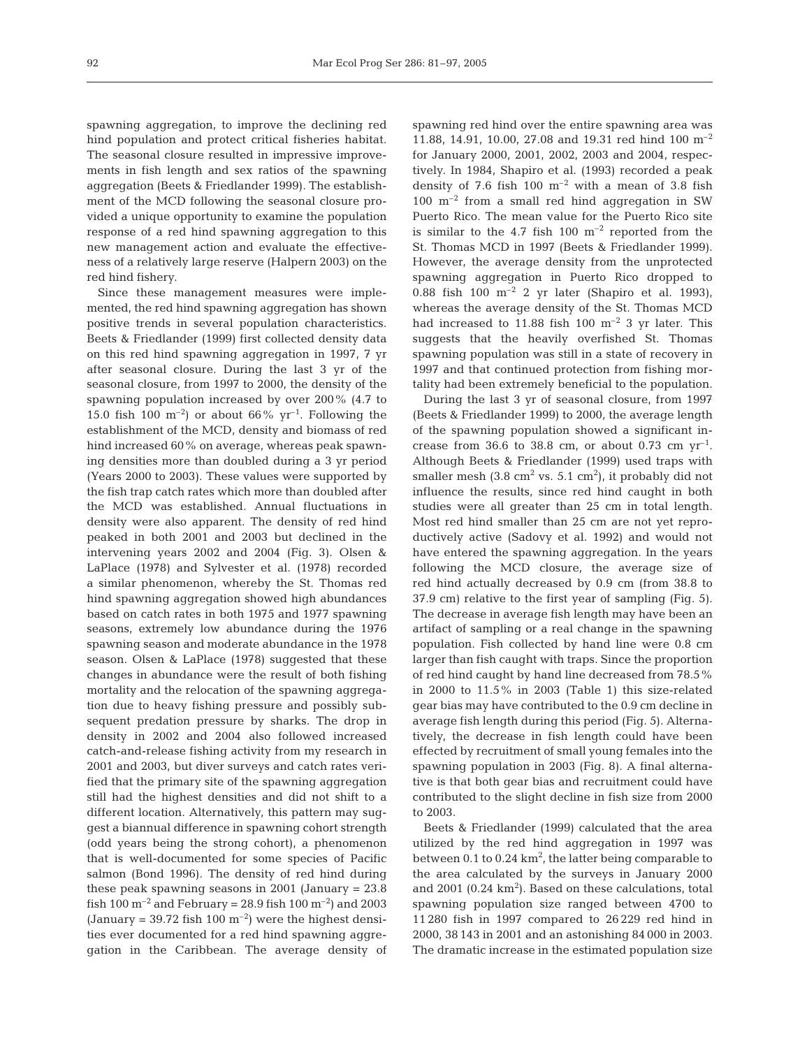spawning aggregation, to improve the declining red hind population and protect critical fisheries habitat. The seasonal closure resulted in impressive improvements in fish length and sex ratios of the spawning aggregation (Beets & Friedlander 1999). The establishment of the MCD following the seasonal closure provided a unique opportunity to examine the population response of a red hind spawning aggregation to this new management action and evaluate the effectiveness of a relatively large reserve (Halpern 2003) on the red hind fishery.

Since these management measures were implemented, the red hind spawning aggregation has shown positive trends in several population characteristics. Beets & Friedlander (1999) first collected density data on this red hind spawning aggregation in 1997, 7 yr after seasonal closure. During the last 3 yr of the seasonal closure, from 1997 to 2000, the density of the spawning population increased by over 200% (4.7 to 15.0 fish 100 $m^{-2}$) or about 66% $yr^{-1}$. Following the establishment of the MCD, density and biomass of red hind increased 60% on average, whereas peak spawning densities more than doubled during a 3 yr period (Years 2000 to 2003). These values were supported by the fish trap catch rates which more than doubled after the MCD was established. Annual fluctuations in density were also apparent. The density of red hind peaked in both 2001 and 2003 but declined in the intervening years 2002 and 2004 (Fig. 3). Olsen & LaPlace (1978) and Sylvester et al. (1978) recorded a similar phenomenon, whereby the St. Thomas red hind spawning aggregation showed high abundances based on catch rates in both 1975 and 1977 spawning seasons, extremely low abundance during the 1976 spawning season and moderate abundance in the 1978 season. Olsen & LaPlace (1978) suggested that these changes in abundance were the result of both fishing mortality and the relocation of the spawning aggregation due to heavy fishing pressure and possibly subsequent predation pressure by sharks. The drop in density in 2002 and 2004 also followed increased catch-and-release fishing activity from my research in 2001 and 2003, but diver surveys and catch rates verified that the primary site of the spawning aggregation still had the highest densities and did not shift to a different location. Alternatively, this pattern may suggest a biannual difference in spawning cohort strength (odd years being the strong cohort), a phenomenon that is well-documented for some species of Pacific salmon (Bond 1996). The density of red hind during these peak spawning seasons in 2001 (January = 23.8 fish 100 $m^{-2}$ and February = 28.9 fish 100 $m^{-2}$) and 2003 (January = 39.72 fish 100 $m^{-2}$) were the highest densities ever documented for a red hind spawning aggregation in the Caribbean. The average density of spawning red hind over the entire spawning area was 11.88, 14.91, 10.00, 27.08 and 19.31 red hind 100 $m^{-2}$ for January 2000, 2001, 2002, 2003 and 2004, respectively. In 1984, Shapiro et al. (1993) recorded a peak density of 7.6 fish 100 $m^{-2}$ with a mean of 3.8 fish 100 $m^{-2}$ from a small red hind aggregation in SW Puerto Rico. The mean value for the Puerto Rico site is similar to the 4.7 fish 100 $m^{-2}$ reported from the St. Thomas MCD in 1997 (Beets & Friedlander 1999). However, the average density from the unprotected spawning aggregation in Puerto Rico dropped to 0.88 fish 100 $m^{-2}$ 2 yr later (Shapiro et al. 1993), whereas the average density of the St. Thomas MCD had increased to 11.88 fish 100 $m^{-2}$ 3 yr later. This suggests that the heavily overfished St. Thomas spawning population was still in a state of recovery in 1997 and that continued protection from fishing mortality had been extremely beneficial to the population.

During the last 3 yr of seasonal closure, from 1997 (Beets & Friedlander 1999) to 2000, the average length of the spawning population showed a significant increase from 36.6 to 38.8 cm, or about 0.73 cm $yr^{-1}$. Although Beets & Friedlander (1999) used traps with smaller mesh (3.8 $cm^2$ vs. 5.1 $cm^2$), it probably did not influence the results, since red hind caught in both studies were all greater than 25 cm in total length. Most red hind smaller than 25 cm are not yet reproductively active (Sadovy et al. 1992) and would not have entered the spawning aggregation. In the years following the MCD closure, the average size of red hind actually decreased by 0.9 cm (from 38.8 to 37.9 cm) relative to the first year of sampling (Fig. 5). The decrease in average fish length may have been an artifact of sampling or a real change in the spawning population. Fish collected by hand line were 0.8 cm larger than fish caught with traps. Since the proportion of red hind caught by hand line decreased from 78.5% in 2000 to 11.5% in 2003 (Table 1) this size-related gear bias may have contributed to the 0.9 cm decline in average fish length during this period (Fig. 5). Alternatively, the decrease in fish length could have been effected by recruitment of small young females into the spawning population in 2003 (Fig. 8). A final alternative is that both gear bias and recruitment could have contributed to the slight decline in fish size from 2000 to 2003.

Beets & Friedlander (1999) calculated that the area utilized by the red hind aggregation in 1997 was between 0.1 to 0.24 $km^2$, the latter being comparable to the area calculated by the surveys in January 2000 and 2001 (0.24 $km^2$). Based on these calculations, total spawning population size ranged between 4700 to 11 280 fish in 1997 compared to 26 229 red hind in 2000, 38 143 in 2001 and an astonishing 84 000 in 2003. The dramatic increase in the estimated population size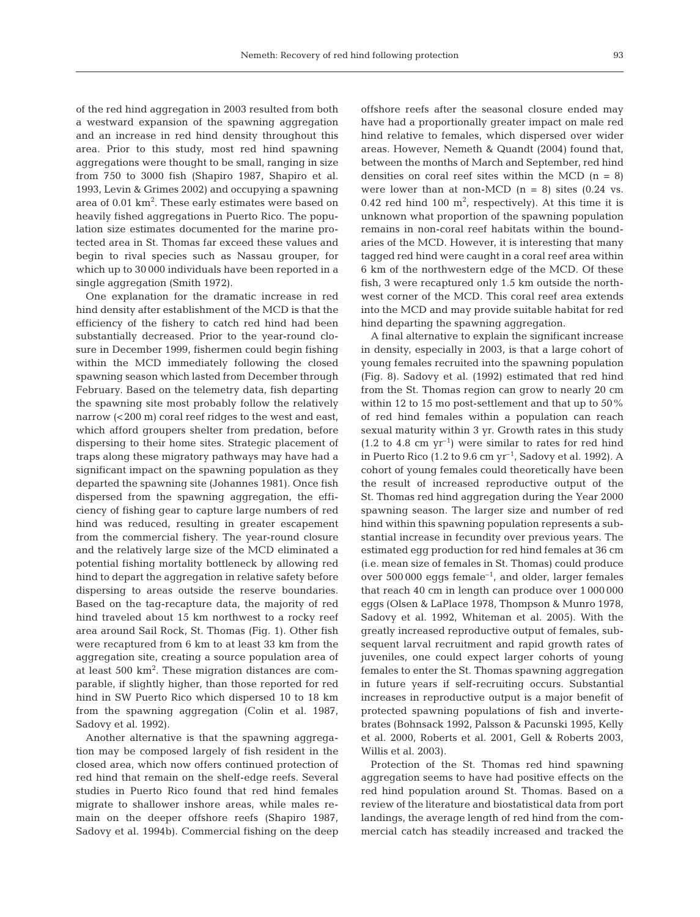of the red hind aggregation in 2003 resulted from both a westward expansion of the spawning aggregation and an increase in red hind density throughout this area. Prior to this study, most red hind spawning aggregations were thought to be small, ranging in size from 750 to 3000 fish (Shapiro 1987, Shapiro et al. 1993, Levin & Grimes 2002) and occupying a spawning area of 0.01 $km^2$. These early estimates were based on heavily fished aggregations in Puerto Rico. The population size estimates documented for the marine protected area in St. Thomas far exceed these values and begin to rival species such as Nassau grouper, for which up to 30 000 individuals have been reported in a single aggregation (Smith 1972).

One explanation for the dramatic increase in red hind density after establishment of the MCD is that the efficiency of the fishery to catch red hind had been substantially decreased. Prior to the year-round closure in December 1999, fishermen could begin fishing within the MCD immediately following the closed spawning season which lasted from December through February. Based on the telemetry data, fish departing the spawning site most probably follow the relatively narrow (<200 m) coral reef ridges to the west and east, which afford groupers shelter from predation, before dispersing to their home sites. Strategic placement of traps along these migratory pathways may have had a significant impact on the spawning population as they departed the spawning site (Johannes 1981). Once fish dispersed from the spawning aggregation, the efficiency of fishing gear to capture large numbers of red hind was reduced, resulting in greater escapement from the commercial fishery. The year-round closure and the relatively large size of the MCD eliminated a potential fishing mortality bottleneck by allowing red hind to depart the aggregation in relative safety before dispersing to areas outside the reserve boundaries. Based on the tag-recapture data, the majority of red hind traveled about 15 km northwest to a rocky reef area around Sail Rock, St. Thomas (Fig. 1). Other fish were recaptured from 6 km to at least 33 km from the aggregation site, creating a source population area of at least 500 $km^2$. These migration distances are comparable, if slightly higher, than those reported for red hind in SW Puerto Rico which dispersed 10 to 18 km from the spawning aggregation (Colin et al. 1987, Sadovy et al. 1992).

Another alternative is that the spawning aggregation may be composed largely of fish resident in the closed area, which now offers continued protection of red hind that remain on the shelf-edge reefs. Several studies in Puerto Rico found that red hind females migrate to shallower inshore areas, while males remain on the deeper offshore reefs (Shapiro 1987, Sadovy et al. 1994b). Commercial fishing on the deep offshore reefs after the seasonal closure ended may have had a proportionally greater impact on male red hind relative to females, which dispersed over wider areas. However, Nemeth & Quandt (2004) found that, between the months of March and September, red hind densities on coral reef sites within the MCD (n = 8) were lower than at non-MCD (n = 8) sites (0.24 vs. 0.42 red hind 100 $m^2$, respectively). At this time it is unknown what proportion of the spawning population remains in non-coral reef habitats within the boundaries of the MCD. However, it is interesting that many tagged red hind were caught in a coral reef area within 6 km of the northwestern edge of the MCD. Of these fish, 3 were recaptured only 1.5 km outside the northwest corner of the MCD. This coral reef area extends into the MCD and may provide suitable habitat for red hind departing the spawning aggregation.

A final alternative to explain the significant increase in density, especially in 2003, is that a large cohort of young females recruited into the spawning population (Fig. 8). Sadovy et al. (1992) estimated that red hind from the St. Thomas region can grow to nearly 20 cm within 12 to 15 mo post-settlement and that up to 50% of red hind females within a population can reach sexual maturity within 3 yr. Growth rates in this study (1.2 to 4.8 cm $yr^{-1}$) were similar to rates for red hind in Puerto Rico (1.2 to 9.6 cm $yr^{-1}$, Sadovy et al. 1992). A cohort of young females could theoretically have been the result of increased reproductive output of the St. Thomas red hind aggregation during the Year 2000 spawning season. The larger size and number of red hind within this spawning population represents a substantial increase in fecundity over previous years. The estimated egg production for red hind females at 36 cm (i.e. mean size of females in St. Thomas) could produce over 500 000 eggs $female^{-1}$, and older, larger females that reach 40 cm in length can produce over 1 000 000 eggs (Olsen & LaPlace 1978, Thompson & Munro 1978, Sadovy et al. 1992, Whiteman et al. 2005). With the greatly increased reproductive output of females, subsequent larval recruitment and rapid growth rates of juveniles, one could expect larger cohorts of young females to enter the St. Thomas spawning aggregation in future years if self-recruiting occurs. Substantial increases in reproductive output is a major benefit of protected spawning populations of fish and invertebrates (Bohnsack 1992, Palsson & Pacunski 1995, Kelly et al. 2000, Roberts et al. 2001, Gell & Roberts 2003, Willis et al. 2003).

Protection of the St. Thomas red hind spawning aggregation seems to have had positive effects on the red hind population around St. Thomas. Based on a review of the literature and biostatistical data from port landings, the average length of red hind from the commercial catch has steadily increased and tracked the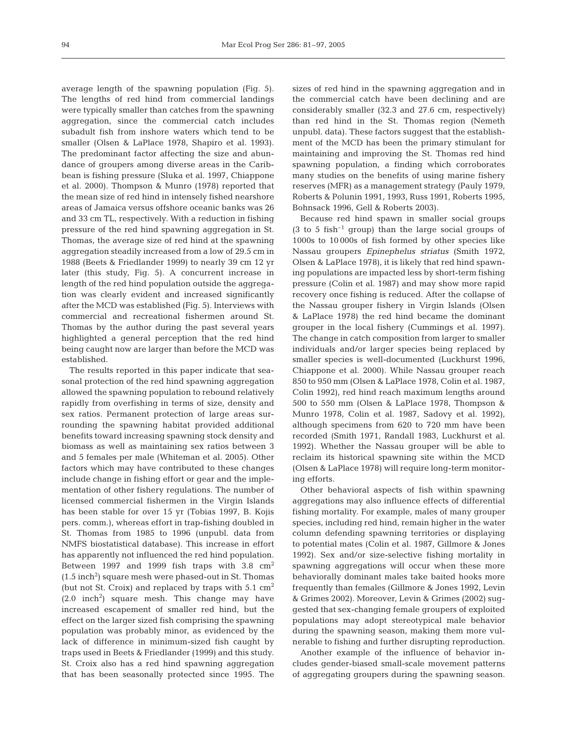average length of the spawning population (Fig. 5). The lengths of red hind from commercial landings were typically smaller than catches from the spawning aggregation, since the commercial catch includes subadult fish from inshore waters which tend to be smaller (Olsen & LaPlace 1978, Shapiro et al. 1993). The predominant factor affecting the size and abundance of groupers among diverse areas in the Caribbean is fishing pressure (Sluka et al. 1997, Chiappone et al. 2000). Thompson & Munro (1978) reported that the mean size of red hind in intensely fished nearshore areas of Jamaica versus offshore oceanic banks was 26 and 33 cm TL, respectively. With a reduction in fishing pressure of the red hind spawning aggregation in St. Thomas, the average size of red hind at the spawning aggregation steadily increased from a low of 29.5 cm in 1988 (Beets & Friedlander 1999) to nearly 39 cm 12 yr later (this study, Fig. 5). A concurrent increase in length of the red hind population outside the aggregation was clearly evident and increased significantly after the MCD was established (Fig. 5). Interviews with commercial and recreational fishermen around St. Thomas by the author during the past several years highlighted a general perception that the red hind being caught now are larger than before the MCD was established.

The results reported in this paper indicate that seasonal protection of the red hind spawning aggregation allowed the spawning population to rebound relatively rapidly from overfishing in terms of size, density and sex ratios. Permanent protection of large areas surrounding the spawning habitat provided additional benefits toward increasing spawning stock density and biomass as well as maintaining sex ratios between 3 and 5 females per male (Whiteman et al. 2005). Other factors which may have contributed to these changes include change in fishing effort or gear and the implementation of other fishery regulations. The number of licensed commercial fishermen in the Virgin Islands has been stable for over 15 yr (Tobias 1997, B. Kojis pers. comm.), whereas effort in trap-fishing doubled in St. Thomas from 1985 to 1996 (unpubl. data from NMFS biostatistical database). This increase in effort has apparently not influenced the red hind population. Between 1997 and 1999 fish traps with 3.8 $cm^2$ (1.5 $inch^2$) square mesh were phased-out in St. Thomas (but not St. Croix) and replaced by traps with 5.1 $cm^2$ (2.0 $inch^2$) square mesh. This change may have increased escapement of smaller red hind, but the effect on the larger sized fish comprising the spawning population was probably minor, as evidenced by the lack of difference in minimum-sized fish caught by traps used in Beets & Friedlander (1999) and this study. St. Croix also has a red hind spawning aggregation that has been seasonally protected since 1995. The sizes of red hind in the spawning aggregation and in the commercial catch have been declining and are considerably smaller (32.3 and 27.6 cm, respectively) than red hind in the St. Thomas region (Nemeth unpubl. data). These factors suggest that the establishment of the MCD has been the primary stimulant for maintaining and improving the St. Thomas red hind spawning population, a finding which corroborates many studies on the benefits of using marine fishery reserves (MFR) as a management strategy (Pauly 1979, Roberts & Polunin 1991, 1993, Russ 1991, Roberts 1995, Bohnsack 1996, Gell & Roberts 2003).

Because red hind spawn in smaller social groups (3 to 5 fish$^{-1}$ group) than the large social groups of 1000s to 10 000s of fish formed by other species like Nassau groupers *Epinephelus striatus* (Smith 1972, Olsen & LaPlace 1978), it is likely that red hind spawning populations are impacted less by short-term fishing pressure (Colin et al. 1987) and may show more rapid recovery once fishing is reduced. After the collapse of the Nassau grouper fishery in Virgin Islands (Olsen & LaPlace 1978) the red hind became the dominant grouper in the local fishery (Cummings et al. 1997). The change in catch composition from larger to smaller individuals and/or larger species being replaced by smaller species is well-documented (Luckhurst 1996, Chiappone et al. 2000). While Nassau grouper reach 850 to 950 mm (Olsen & LaPlace 1978, Colin et al. 1987, Colin 1992), red hind reach maximum lengths around 500 to 550 mm (Olsen & LaPlace 1978, Thompson & Munro 1978, Colin et al. 1987, Sadovy et al. 1992), although specimens from 620 to 720 mm have been recorded (Smith 1971, Randall 1983, Luckhurst et al. 1992). Whether the Nassau grouper will be able to reclaim its historical spawning site within the MCD (Olsen & LaPlace 1978) will require long-term monitoring efforts.

Other behavioral aspects of fish within spawning aggregations may also influence effects of differential fishing mortality. For example, males of many grouper species, including red hind, remain higher in the water column defending spawning territories or displaying to potential mates (Colin et al. 1987, Gillmore & Jones 1992). Sex and/or size-selective fishing mortality in spawning aggregations will occur when these more behaviorally dominant males take baited hooks more frequently than females (Gillmore & Jones 1992, Levin & Grimes 2002). Moreover, Levin & Grimes (2002) suggested that sex-changing female groupers of exploited populations may adopt stereotypical male behavior during the spawning season, making them more vulnerable to fishing and further disrupting reproduction.

Another example of the influence of behavior includes gender-biased small-scale movement patterns of aggregating groupers during the spawning season.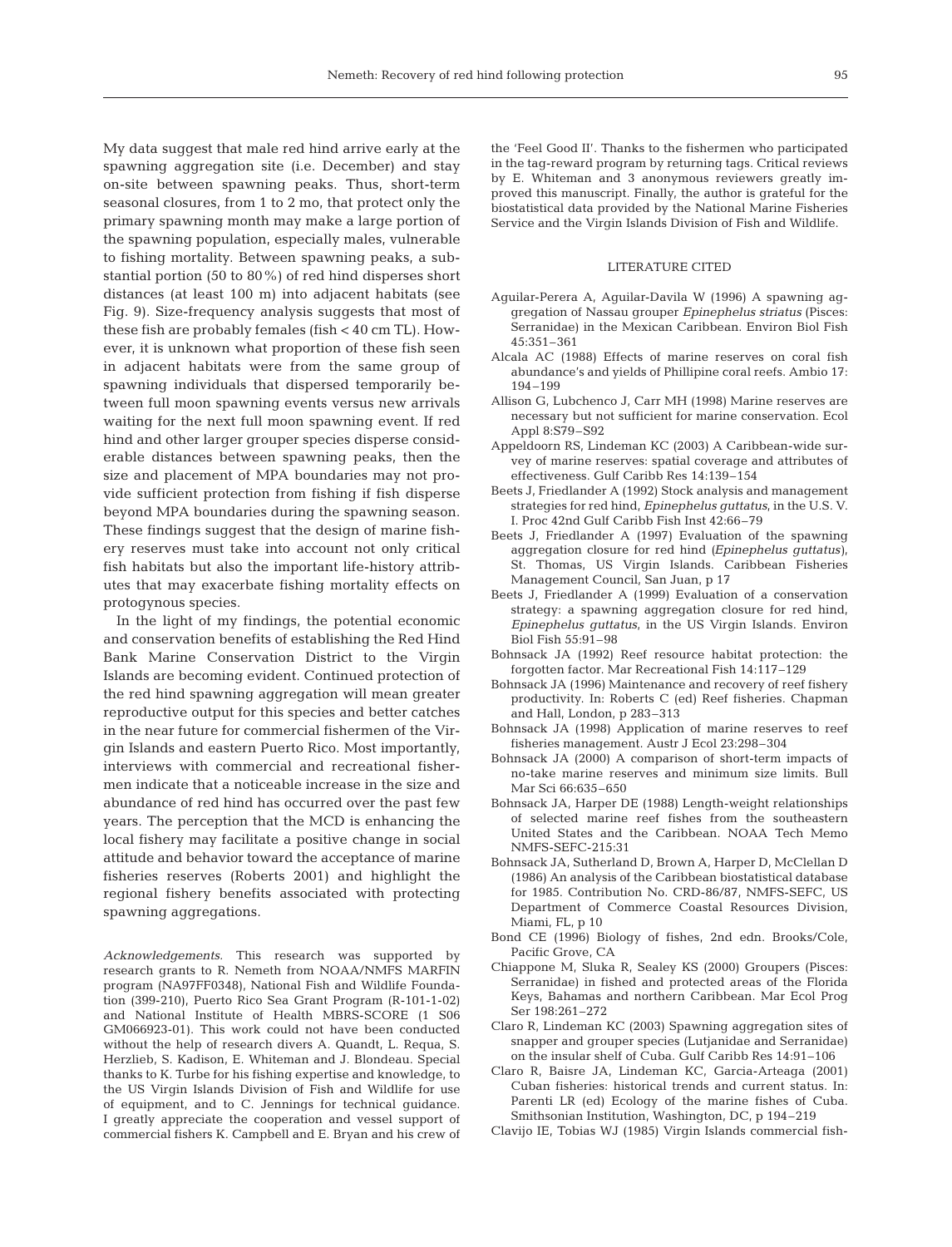My data suggest that male red hind arrive early at the spawning aggregation site (i.e. December) and stay on-site between spawning peaks. Thus, short-term seasonal closures, from 1 to 2 mo, that protect only the primary spawning month may make a large portion of the spawning population, especially males, vulnerable to fishing mortality. Between spawning peaks, a substantial portion (50 to 80%) of red hind disperses short distances (at least 100 m) into adjacent habitats (see Fig. 9). Size-frequency analysis suggests that most of these fish are probably females (fish < 40 cm TL). However, it is unknown what proportion of these fish seen in adjacent habitats were from the same group of spawning individuals that dispersed temporarily between full moon spawning events versus new arrivals waiting for the next full moon spawning event. If red hind and other larger grouper species disperse considerable distances between spawning peaks, then the size and placement of MPA boundaries may not provide sufficient protection from fishing if fish disperse beyond MPA boundaries during the spawning season. These findings suggest that the design of marine fishery reserves must take into account not only critical fish habitats but also the important life-history attributes that may exacerbate fishing mortality effects on protogynous species.

In the light of my findings, the potential economic and conservation benefits of establishing the Red Hind Bank Marine Conservation District to the Virgin Islands are becoming evident. Continued protection of the red hind spawning aggregation will mean greater reproductive output for this species and better catches in the near future for commercial fishermen of the Virgin Islands and eastern Puerto Rico. Most importantly, interviews with commercial and recreational fishermen indicate that a noticeable increase in the size and abundance of red hind has occurred over the past few years. The perception that the MCD is enhancing the local fishery may facilitate a positive change in social attitude and behavior toward the acceptance of marine fisheries reserves (Roberts 2001) and highlight the regional fishery benefits associated with protecting spawning aggregations.

*Acknowledgements.* This research was supported by research grants to R. Nemeth from NOAA/NMFS MARFIN program (NA97FF0348), National Fish and Wildlife Foundation (399-210), Puerto Rico Sea Grant Program (R-101-1-02) and National Institute of Health MBRS-SCORE (1 S06 GM066923-01). This work could not have been conducted without the help of research divers A. Quandt, L. Requa, S. Herzlieb, S. Kadison, E. Whiteman and J. Blondeau. Special thanks to K. Turbe for his fishing expertise and knowledge, to the US Virgin Islands Division of Fish and Wildlife for use of equipment, and to C. Jennings for technical guidance. I greatly appreciate the cooperation and vessel support of commercial fishers K. Campbell and E. Bryan and his crew of the 'Feel Good II'. Thanks to the fishermen who participated in the tag-reward program by returning tags. Critical reviews by E. Whiteman and 3 anonymous reviewers greatly improved this manuscript. Finally, the author is grateful for the biostatistical data provided by the National Marine Fisheries Service and the Virgin Islands Division of Fish and Wildlife.

## LITERATURE CITED

- Aguilar-Perera A, Aguilar-Davila W (1996) A spawning aggregation of Nassau grouper *Epinephelus striatus* (Pisces: Serranidae) in the Mexican Caribbean. Environ Biol Fish 45:351–361
- Alcala AC (1988) Effects of marine reserves on coral fish abundance's and yields of Phillipine coral reefs. Ambio 17: 194–199
- Allison G, Lubchenco J, Carr MH (1998) Marine reserves are necessary but not sufficient for marine conservation. Ecol Appl 8:S79–S92
- Appeldoorn RS, Lindeman KC (2003) A Caribbean-wide survey of marine reserves: spatial coverage and attributes of effectiveness. Gulf Caribb Res 14:139–154
- Beets J, Friedlander A (1992) Stock analysis and management strategies for red hind, *Epinephelus guttatus*, in the U.S. V. I. Proc 42nd Gulf Caribb Fish Inst 42:66–79
- Beets J, Friedlander A (1997) Evaluation of the spawning aggregation closure for red hind (*Epinephelus guttatus*), St. Thomas, US Virgin Islands. Caribbean Fisheries Management Council, San Juan, p 17
- Beets J, Friedlander A (1999) Evaluation of a conservation strategy: a spawning aggregation closure for red hind, *Epinephelus guttatus*, in the US Virgin Islands. Environ Biol Fish 55:91–98
- Bohnsack JA (1992) Reef resource habitat protection: the forgotten factor. Mar Recreational Fish 14:117–129
- Bohnsack JA (1996) Maintenance and recovery of reef fishery productivity. In: Roberts C (ed) Reef fisheries. Chapman and Hall, London, p 283–313
- Bohnsack JA (1998) Application of marine reserves to reef fisheries management. Austr J Ecol 23:298–304
- Bohnsack JA (2000) A comparison of short-term impacts of no-take marine reserves and minimum size limits. Bull Mar Sci 66:635–650
- Bohnsack JA, Harper DE (1988) Length-weight relationships of selected marine reef fishes from the southeastern United States and the Caribbean. NOAA Tech Memo NMFS-SEFC-215:31
- Bohnsack JA, Sutherland D, Brown A, Harper D, McClellan D (1986) An analysis of the Caribbean biostatistical database for 1985. Contribution No. CRD-86/87, NMFS-SEFC, US Department of Commerce Coastal Resources Division, Miami, FL, p 10
- Bond CE (1996) Biology of fishes, 2nd edn. Brooks/Cole, Pacific Grove, CA
- Chiappone M, Sluka R, Sealey KS (2000) Groupers (Pisces: Serranidae) in fished and protected areas of the Florida Keys, Bahamas and northern Caribbean. Mar Ecol Prog Ser 198:261–272
- Claro R, Lindeman KC (2003) Spawning aggregation sites of snapper and grouper species (Lutjanidae and Serranidae) on the insular shelf of Cuba. Gulf Caribb Res 14:91–106
- Claro R, Baisre JA, Lindeman KC, Garcia-Arteaga (2001) Cuban fisheries: historical trends and current status. In: Parenti LR (ed) Ecology of the marine fishes of Cuba. Smithsonian Institution, Washington, DC, p 194–219
- Clavijo IE, Tobias WJ (1985) Virgin Islands commercial fish-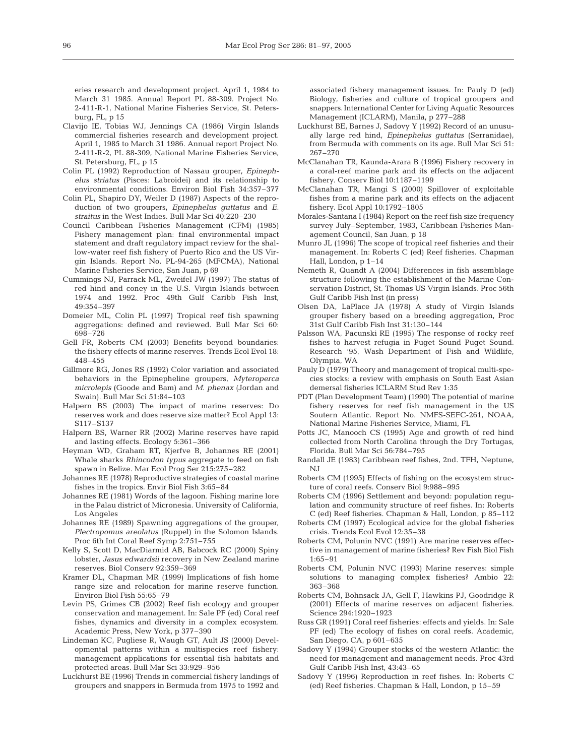eries research and development project. April 1, 1984 to March 31 1985. Annual Report PL 88-309. Project No. 2-411-R-1, National Marine Fisheries Service, St. Petersburg, FL, p 15

Clavijo IE, Tobias WJ, Jennings CA (1986) Virgin Islands commercial fisheries research and development project. April 1, 1985 to March 31 1986. Annual report Project No. 2-411-R-2, PL 88-309, National Marine Fisheries Service, St. Petersburg, FL, p 15

Colin PL (1992) Reproduction of Nassau grouper, *Epinephelus striatus* (Pisces: Labroidei) and its relationship to environmental conditions. Environ Biol Fish 34:357–377

Colin PL, Shapiro DY, Weiler D (1987) Aspects of the reproduction of two groupers, *Epinephelus guttatus* and *E. straitus* in the West Indies. Bull Mar Sci 40:220–230

Council Caribbean Fisheries Management (CFM) (1985) Fishery management plan: final environmental impact statement and draft regulatory impact review for the shallow-water reef fish fishery of Puerto Rico and the US Virgin Islands. Report No. PL-94-265 (MFCMA), National Marine Fisheries Service, San Juan, p 69

Cummings NJ, Parrack ML, Zweifel JW (1997) The status of red hind and coney in the U.S. Virgin Islands between 1974 and 1992. Proc 49th Gulf Caribb Fish Inst, 49:354–397

Domeier ML, Colin PL (1997) Tropical reef fish spawning aggregations: defined and reviewed. Bull Mar Sci 60: 698–726

Gell FR, Roberts CM (2003) Benefits beyond boundaries: the fishery effects of marine reserves. Trends Ecol Evol 18: 448–455

Gillmore RG, Jones RS (1992) Color variation and associated behaviors in the Epinepheline groupers, *Myteroperca microlepis* (Goode and Bam) and *M. phenax* (Jordan and Swain). Bull Mar Sci 51:84–103

Halpern BS (2003) The impact of marine reserves: Do reserves work and does reserve size matter? Ecol Appl 13: S117–S137

Halpern BS, Warner RR (2002) Marine reserves have rapid and lasting effects. Ecology 5:361–366

Heyman WD, Graham RT, Kjerfve B, Johannes RE (2001) Whale sharks *Rhincodon typus* aggregate to feed on fish spawn in Belize. Mar Ecol Prog Ser 215:275–282

Johannes RE (1978) Reproductive strategies of coastal marine fishes in the tropics. Envir Biol Fish 3:65–84

Johannes RE (1981) Words of the lagoon. Fishing marine lore in the Palau district of Micronesia. University of California, Los Angeles

Johannes RE (1989) Spawning aggregations of the grouper, *Plectropomus areolatus* (Ruppel) in the Solomon Islands. Proc 6th Int Coral Reef Symp 2:751–755

Kelly S, Scott D, MacDiarmid AB, Babcock RC (2000) Spiny lobster, *Jasus edwardsii* recovery in New Zealand marine reserves. Biol Conserv 92:359–369

Kramer DL, Chapman MR (1999) Implications of fish home range size and relocation for marine reserve function. Environ Biol Fish 55:65–79

Levin PS, Grimes CB (2002) Reef fish ecology and grouper conservation and management. In: Sale PF (ed) Coral reef fishes, dynamics and diversity in a complex ecosystem. Academic Press, New York, p 377–390

Lindeman KC, Pugliese R, Waugh GT, Ault JS (2000) Developmental patterns within a multispecies reef fishery: management applications for essential fish habitats and protected areas. Bull Mar Sci 33:929–956

Luckhurst BE (1996) Trends in commercial fishery landings of groupers and snappers in Bermuda from 1975 to 1992 and associated fishery management issues. In: Pauly D (ed) Biology, fisheries and culture of tropical groupers and snappers. International Center for Living Aquatic Resources Management (ICLARM), Manila, p 277–288

Luckhurst BE, Barnes J, Sadovy Y (1992) Record of an unusually large red hind, *Epinephelus guttatus* (Serranidae), from Bermuda with comments on its age. Bull Mar Sci 51: 267–270

McClanahan TR, Kaunda-Arara B (1996) Fishery recovery in a coral-reef marine park and its effects on the adjacent fishery. Conserv Biol 10:1187–1199

McClanahan TR, Mangi S (2000) Spillover of exploitable fishes from a marine park and its effect on the adjacent fishery. Ecol Appl 10:1792–1805

Morales-Santana I (1984) Report on the reef fish size frequency survey July–September, 1983, Caribbean Fisheries Management Council, San Juan, p 18

Munro JL (1996) The scope of tropical reef fisheries and their management. In: Roberts C (ed) Reef fisheries. Chapman Hall, London, p 1–14

Nemeth R, Quandt A (2004) Differences in fish assemblage structure following the establishment of the Marine Conservation District, St. Thomas US Virgin Islands. Proc 56th Gulf Caribb Fish Inst (in press)

Olsen DA, LaPlace JA (1978) A study of Virgin Islands grouper fishery based on a breeding aggregation, Proc 31st Gulf Caribb Fish Inst 31:130–144

Palsson WA, Pacunski RE (1995) The response of rocky reef fishes to harvest refugia in Puget Sound Puget Sound. Research '95, Wash Department of Fish and Wildlife, Olympia, WA

Pauly D (1979) Theory and management of tropical multi-species stocks: a review with emphasis on South East Asian demersal fisheries ICLARM Stud Rev 1:35

PDT (Plan Development Team) (1990) The potential of marine fishery reserves for reef fish management in the US Soutern Atlantic. Report No. NMFS-SEFC-261, NOAA, National Marine Fisheries Service, Miami, FL

Potts JC, Manooch CS (1995) Age and growth of red hind collected from North Carolina through the Dry Tortugas, Florida. Bull Mar Sci 56:784–795

Randall JE (1983) Caribbean reef fishes, 2nd. TFH, Neptune, NJ

Roberts CM (1995) Effects of fishing on the ecosystem structure of coral reefs. Conserv Biol 9:988–995

Roberts CM (1996) Settlement and beyond: population regulation and community structure of reef fishes. In: Roberts C (ed) Reef fisheries. Chapman & Hall, London, p 85–112

Roberts CM (1997) Ecological advice for the global fisheries crisis. Trends Ecol Evol 12:35–38

Roberts CM, Polunin NVC (1991) Are marine reserves effective in management of marine fisheries? Rev Fish Biol Fish 1:65–91

Roberts CM, Polunin NVC (1993) Marine reserves: simple solutions to managing complex fisheries? Ambio 22: 363–368

Roberts CM, Bohnsack JA, Gell F, Hawkins PJ, Goodridge R (2001) Effects of marine reserves on adjacent fisheries. Science 294:1920–1923

Russ GR (1991) Coral reef fisheries: effects and yields. In: Sale PF (ed) The ecology of fishes on coral reefs. Academic, San Diego, CA, p 601–635

Sadovy Y (1994) Grouper stocks of the western Atlantic: the need for management and management needs. Proc 43rd Gulf Caribb Fish Inst, 43:43–65

Sadovy Y (1996) Reproduction in reef fishes. In: Roberts C (ed) Reef fisheries. Chapman & Hall, London, p 15–59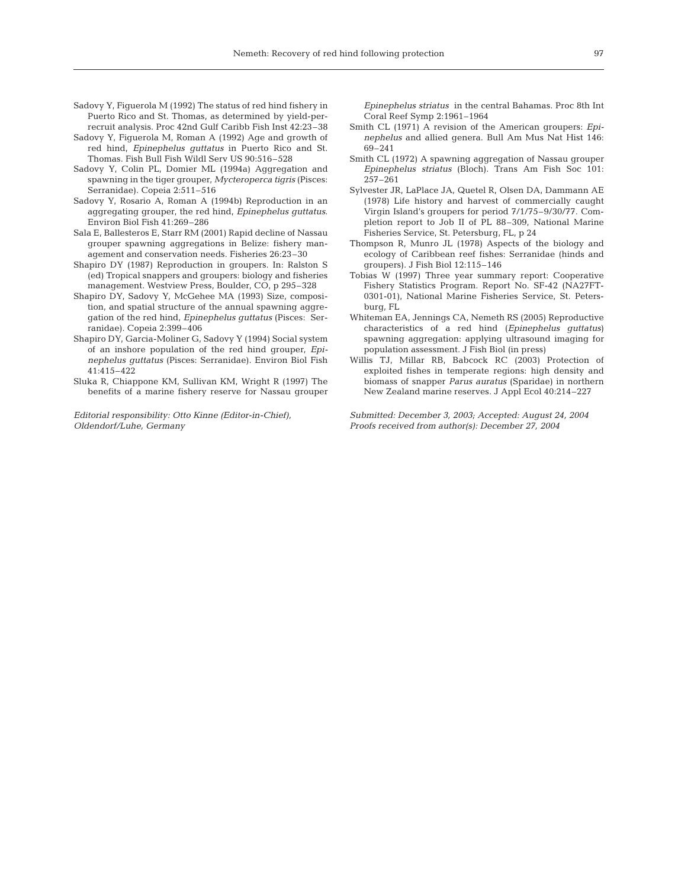Sadovy Y, Figuerola M (1992) The status of red hind fishery in Puerto Rico and St. Thomas, as determined by yield-per-recruit analysis. Proc 42nd Gulf Caribb Fish Inst 42:23–38

Sadovy Y, Figuerola M, Roman A (1992) Age and growth of red hind, *Epinephelus guttatus* in Puerto Rico and St. Thomas. Fish Bull Fish Wildl Serv US 90:516–528

Sadovy Y, Colin PL, Domier ML (1994a) Aggregation and spawning in the tiger grouper, *Mycteroperca tigris* (Pisces: Serranidae). Copeia 2:511–516

Sadovy Y, Rosario A, Roman A (1994b) Reproduction in an aggregating grouper, the red hind, *Epinephelus guttatus*. Environ Biol Fish 41:269–286

Sala E, Ballesteros E, Starr RM (2001) Rapid decline of Nassau grouper spawning aggregations in Belize: fishery management and conservation needs. Fisheries 26:23–30

Shapiro DY (1987) Reproduction in groupers. In: Ralston S (ed) Tropical snappers and groupers: biology and fisheries management. Westview Press, Boulder, CO, p 295–328

Shapiro DY, Sadovy Y, McGehee MA (1993) Size, composition, and spatial structure of the annual spawning aggregation of the red hind, *Epinephelus guttatus* (Pisces: Serranidae). Copeia 2:399–406

Shapiro DY, Garcia-Moliner G, Sadovy Y (1994) Social system of an inshore population of the red hind grouper, *Epinephelus guttatus* (Pisces: Serranidae). Environ Biol Fish 41:415–422

Sluka R, Chiappone KM, Sullivan KM, Wright R (1997) The benefits of a marine fishery reserve for Nassau grouper *Epinephelus striatus* in the central Bahamas. Proc 8th Int Coral Reef Symp 2:1961–1964

Smith CL (1971) A revision of the American groupers: *Epinephelus* and allied genera. Bull Am Mus Nat Hist 146: 69–241

Smith CL (1972) A spawning aggregation of Nassau grouper *Epinephelus striatus* (Bloch). Trans Am Fish Soc 101: 257–261

Sylvester JR, LaPlace JA, Quetel R, Olsen DA, Dammann AE (1978) Life history and harvest of commercially caught Virgin Island's groupers for period 7/1/75–9/30/77. Completion report to Job II of PL 88–309, National Marine Fisheries Service, St. Petersburg, FL, p 24

Thompson R, Munro JL (1978) Aspects of the biology and ecology of Caribbean reef fishes: Serranidae (hinds and groupers). J Fish Biol 12:115–146

Tobias W (1997) Three year summary report: Cooperative Fishery Statistics Program. Report No. SF-42 (NA27FT-0301-01), National Marine Fisheries Service, St. Petersburg, FL

Whiteman EA, Jennings CA, Nemeth RS (2005) Reproductive characteristics of a red hind (*Epinephelus guttatus*) spawning aggregation: applying ultrasound imaging for population assessment. J Fish Biol (in press)

Willis TJ, Millar RB, Babcock RC (2003) Protection of exploited fishes in temperate regions: high density and biomass of snapper *Parus auratus* (Sparidae) in northern New Zealand marine reserves. J Appl Ecol 40:214–227

*Editorial responsibility: Otto Kinne (Editor-in-Chief), Oldendorf/Luhe, Germany*

*Submitted: December 3, 2003; Accepted: August 24, 2004*
*Proofs received from author(s): December 27, 2004*